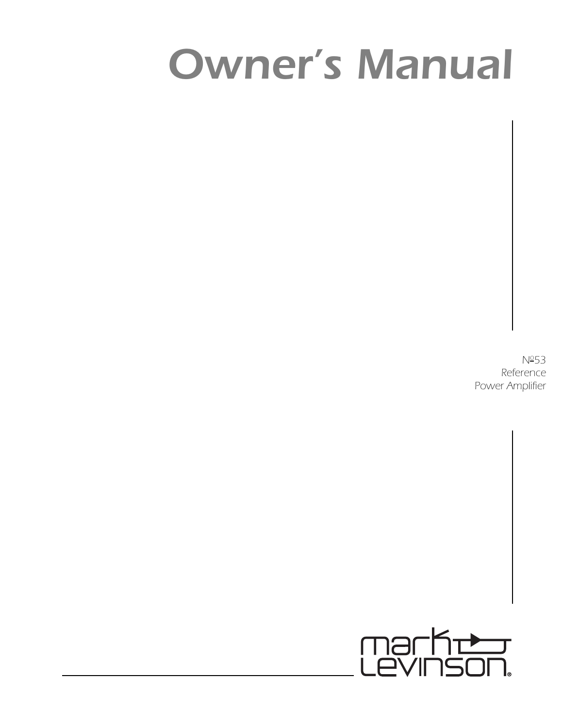# Owner's Manual

*№53*
*Reference*
*Power Amplifier*

mark levinson®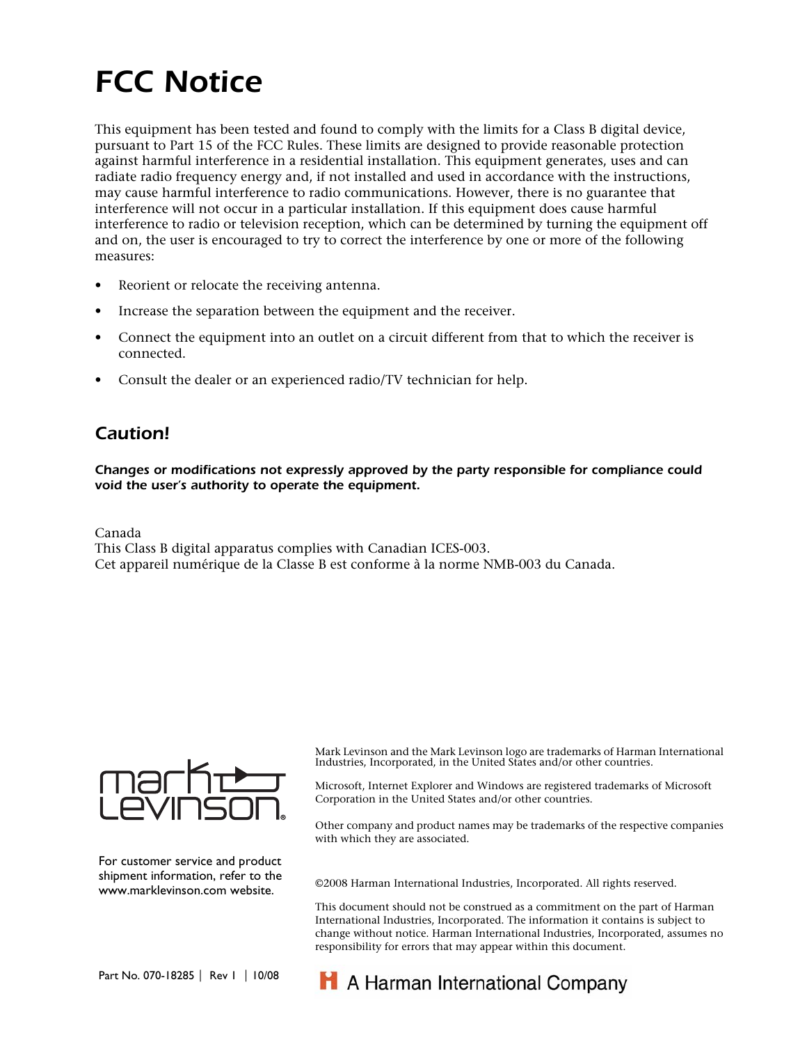# FCC Notice

This equipment has been tested and found to comply with the limits for a Class B digital device, pursuant to Part 15 of the FCC Rules. These limits are designed to provide reasonable protection against harmful interference in a residential installation. This equipment generates, uses and can radiate radio frequency energy and, if not installed and used in accordance with the instructions, may cause harmful interference to radio communications. However, there is no guarantee that interference will not occur in a particular installation. If this equipment does cause harmful interference to radio or television reception, which can be determined by turning the equipment off and on, the user is encouraged to try to correct the interference by one or more of the following measures:

- Reorient or relocate the receiving antenna.
- Increase the separation between the equipment and the receiver.
- Connect the equipment into an outlet on a circuit different from that to which the receiver is connected.
- Consult the dealer or an experienced radio/TV technician for help.

## Caution!

***Changes or modifications not expressly approved by the party responsible for compliance could void the user's authority to operate the equipment.***

Canada
This Class B digital apparatus complies with Canadian ICES-003.
Cet appareil numérique de la Classe B est conforme à la norme NMB-003 du Canada.

For customer service and product shipment information, refer to the www.marklevinson.com website.

Mark Levinson and the Mark Levinson logo are trademarks of Harman International Industries, Incorporated, in the United States and/or other countries.

Microsoft, Internet Explorer and Windows are registered trademarks of Microsoft Corporation in the United States and/or other countries.

Other company and product names may be trademarks of the respective companies with which they are associated.

©2008 Harman International Industries, Incorporated. All rights reserved.

This document should not be construed as a commitment on the part of Harman International Industries, Incorporated. The information it contains is subject to change without notice. Harman International Industries, Incorporated, assumes no responsibility for errors that may appear within this document.

Part No. 070-18285 | Rev 1 | 10/08

A Harman International Company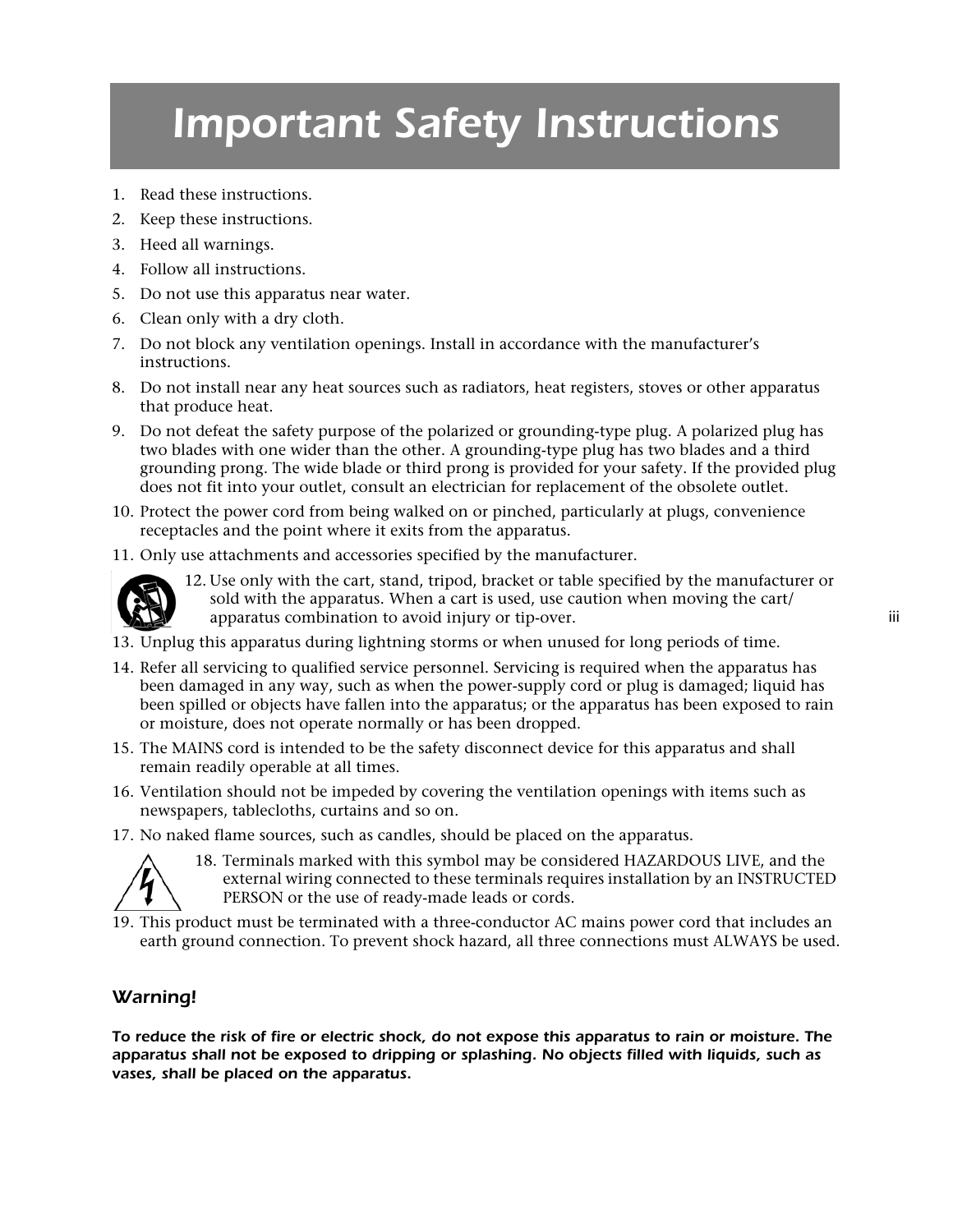# Important Safety Instructions

1. Read these instructions.
2. Keep these instructions.
3. Heed all warnings.
4. Follow all instructions.
5. Do not use this apparatus near water.
6. Clean only with a dry cloth.
7. Do not block any ventilation openings. Install in accordance with the manufacturer's instructions.
8. Do not install near any heat sources such as radiators, heat registers, stoves or other apparatus that produce heat.
9. Do not defeat the safety purpose of the polarized or grounding-type plug. A polarized plug has two blades with one wider than the other. A grounding-type plug has two blades and a third grounding prong. The wide blade or third prong is provided for your safety. If the provided plug does not fit into your outlet, consult an electrician for replacement of the obsolete outlet.
10. Protect the power cord from being walked on or pinched, particularly at plugs, convenience receptacles and the point where it exits from the apparatus.
11. Only use attachments and accessories specified by the manufacturer.
12. Use only with the cart, stand, tripod, bracket or table specified by the manufacturer or sold with the apparatus. When a cart is used, use caution when moving the cart/apparatus combination to avoid injury or tip-over.
13. Unplug this apparatus during lightning storms or when unused for long periods of time.
14. Refer all servicing to qualified service personnel. Servicing is required when the apparatus has been damaged in any way, such as when the power-supply cord or plug is damaged; liquid has been spilled or objects have fallen into the apparatus; or the apparatus has been exposed to rain or moisture, does not operate normally or has been dropped.
15. The MAINS cord is intended to be the safety disconnect device for this apparatus and shall remain readily operable at all times.
16. Ventilation should not be impeded by covering the ventilation openings with items such as newspapers, tablecloths, curtains and so on.
17. No naked flame sources, such as candles, should be placed on the apparatus.
18. Terminals marked with this symbol may be considered HAZARDOUS LIVE, and the external wiring connected to these terminals requires installation by an INSTRUCTED PERSON or the use of ready-made leads or cords.
19. This product must be terminated with a three-conductor AC mains power cord that includes an earth ground connection. To prevent shock hazard, all three connections must ALWAYS be used.

### *Warning!*

***To reduce the risk of fire or electric shock, do not expose this apparatus to rain or moisture. The apparatus shall not be exposed to dripping or splashing. No objects filled with liquids, such as vases, shall be placed on the apparatus.***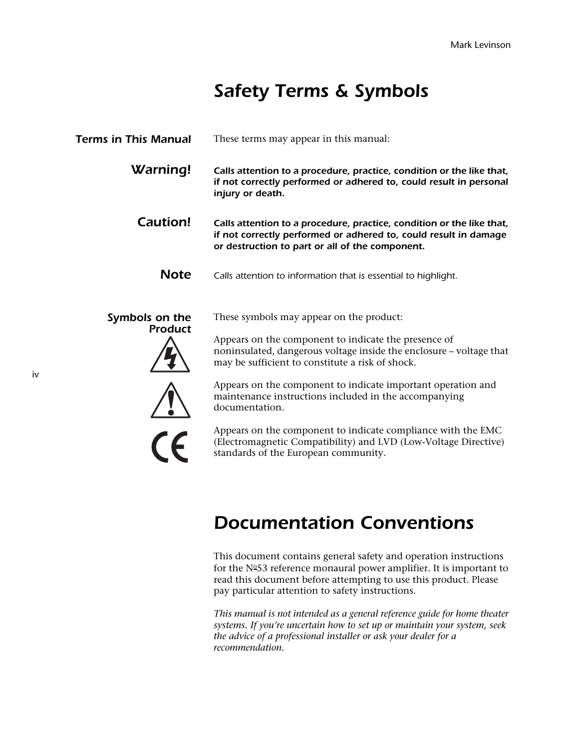# Safety Terms & Symbols

### Terms in This Manual

These terms may appear in this manual:

**Warning!**

***Calls attention to a procedure, practice, condition or the like that, if not correctly performed or adhered to, could result in personal injury or death.***

**Caution!**

***Calls attention to a procedure, practice, condition or the like that, if not correctly performed or adhered to, could result in damage or destruction to part or all of the component.***

**Note**

*Calls attention to information that is essential to highlight.*

### Symbols on the Product

These symbols may appear on the product:

Appears on the component to indicate the presence of noninsulated, dangerous voltage inside the enclosure – voltage that may be sufficient to constitute a risk of shock.

Appears on the component to indicate important operation and maintenance instructions included in the accompanying documentation.

Appears on the component to indicate compliance with the EMC (Electromagnetic Compatibility) and LVD (Low-Voltage Directive) standards of the European community.

# Documentation Conventions

This document contains general safety and operation instructions for the №53 reference monaural power amplifier. It is important to read this document before attempting to use this product. Please pay particular attention to safety instructions.

*This manual is not intended as a general reference guide for home theater systems. If you're uncertain how to set up or maintain your system, seek the advice of a professional installer or ask your dealer for a recommendation.*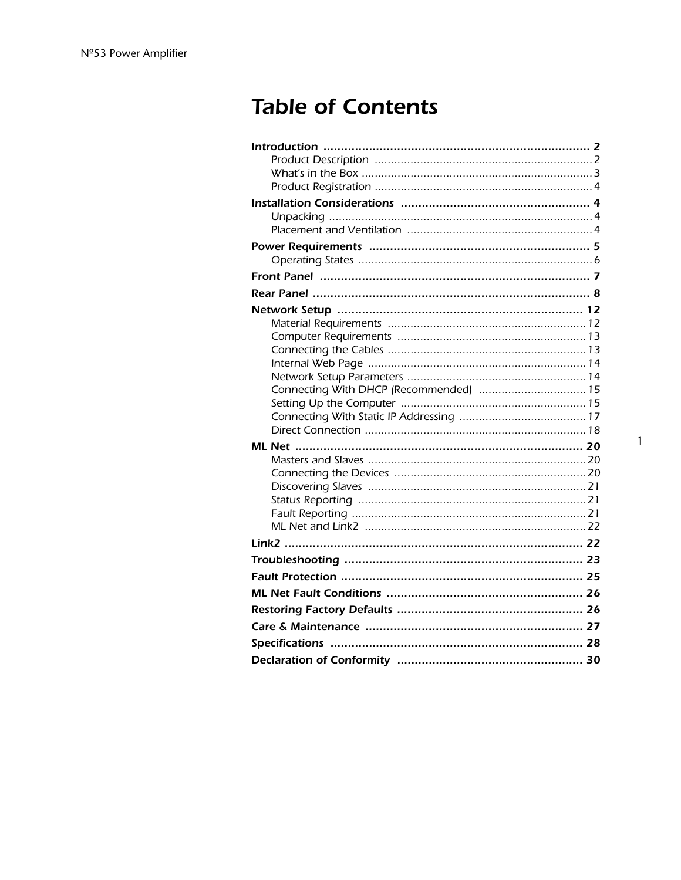# Table of Contents

**Introduction** .......... **2**
- Product Description .......... 2
- What's in the Box .......... 3
- Product Registration .......... 4

**Installation Considerations** .......... **4**
- Unpacking .......... 4
- Placement and Ventilation .......... 4

**Power Requirements** .......... **5**
- Operating States .......... 6

**Front Panel** .......... **7**

**Rear Panel** .......... **8**

**Network Setup** .......... **12**
- Material Requirements .......... 12
- Computer Requirements .......... 13
- Connecting the Cables .......... 13
- Internal Web Page .......... 14
- Network Setup Parameters .......... 14
- Connecting With DHCP (Recommended) .......... 15
- Setting Up the Computer .......... 15
- Connecting With Static IP Addressing .......... 17
- Direct Connection .......... 18

**ML Net** .......... **20**
- Masters and Slaves .......... 20
- Connecting the Devices .......... 20
- Discovering Slaves .......... 21
- Status Reporting .......... 21
- Fault Reporting .......... 21
- ML Net and Link2 .......... 22

**Link2** .......... **22**

**Troubleshooting** .......... **23**

**Fault Protection** .......... **25**

**ML Net Fault Conditions** .......... **26**

**Restoring Factory Defaults** .......... **26**

**Care & Maintenance** .......... **27**

**Specifications** .......... **28**

**Declaration of Conformity** .......... **30**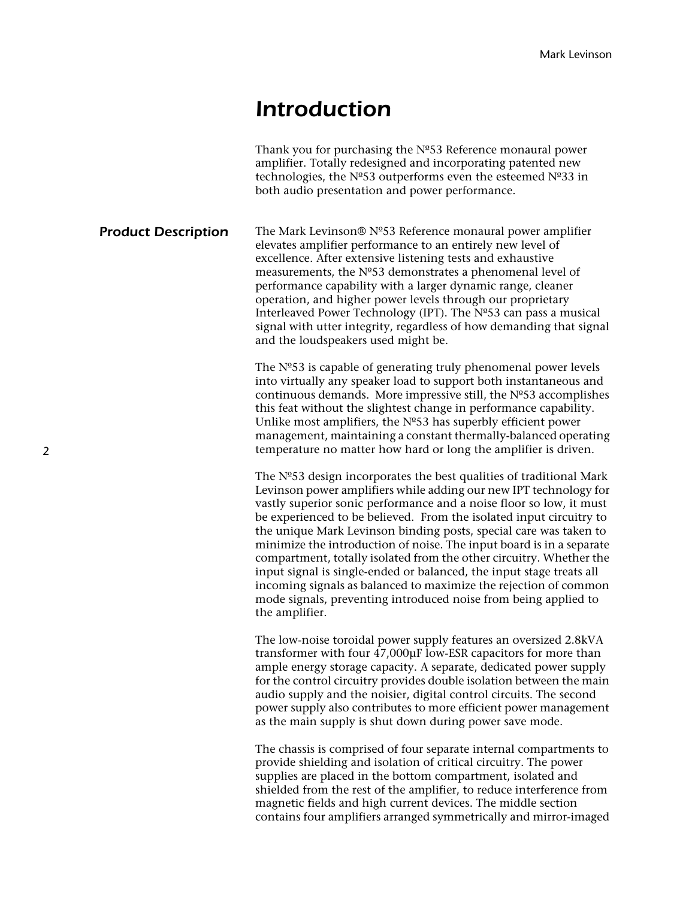# Introduction

Thank you for purchasing the Nº53 Reference monaural power amplifier. Totally redesigned and incorporating patented new technologies, the Nº53 outperforms even the esteemed Nº33 in both audio presentation and power performance.

## Product Description

The Mark Levinson® Nº53 Reference monaural power amplifier elevates amplifier performance to an entirely new level of excellence. After extensive listening tests and exhaustive measurements, the Nº53 demonstrates a phenomenal level of performance capability with a larger dynamic range, cleaner operation, and higher power levels through our proprietary Interleaved Power Technology (IPT). The Nº53 can pass a musical signal with utter integrity, regardless of how demanding that signal and the loudspeakers used might be.

The Nº53 is capable of generating truly phenomenal power levels into virtually any speaker load to support both instantaneous and continuous demands. More impressive still, the Nº53 accomplishes this feat without the slightest change in performance capability. Unlike most amplifiers, the Nº53 has superbly efficient power management, maintaining a constant thermally-balanced operating temperature no matter how hard or long the amplifier is driven.

The Nº53 design incorporates the best qualities of traditional Mark Levinson power amplifiers while adding our new IPT technology for vastly superior sonic performance and a noise floor so low, it must be experienced to be believed. From the isolated input circuitry to the unique Mark Levinson binding posts, special care was taken to minimize the introduction of noise. The input board is in a separate compartment, totally isolated from the other circuitry. Whether the input signal is single-ended or balanced, the input stage treats all incoming signals as balanced to maximize the rejection of common mode signals, preventing introduced noise from being applied to the amplifier.

The low-noise toroidal power supply features an oversized 2.8kVA transformer with four 47,000µF low-ESR capacitors for more than ample energy storage capacity. A separate, dedicated power supply for the control circuitry provides double isolation between the main audio supply and the noisier, digital control circuits. The second power supply also contributes to more efficient power management as the main supply is shut down during power save mode.

The chassis is comprised of four separate internal compartments to provide shielding and isolation of critical circuitry. The power supplies are placed in the bottom compartment, isolated and shielded from the rest of the amplifier, to reduce interference from magnetic fields and high current devices. The middle section contains four amplifiers arranged symmetrically and mirror-imaged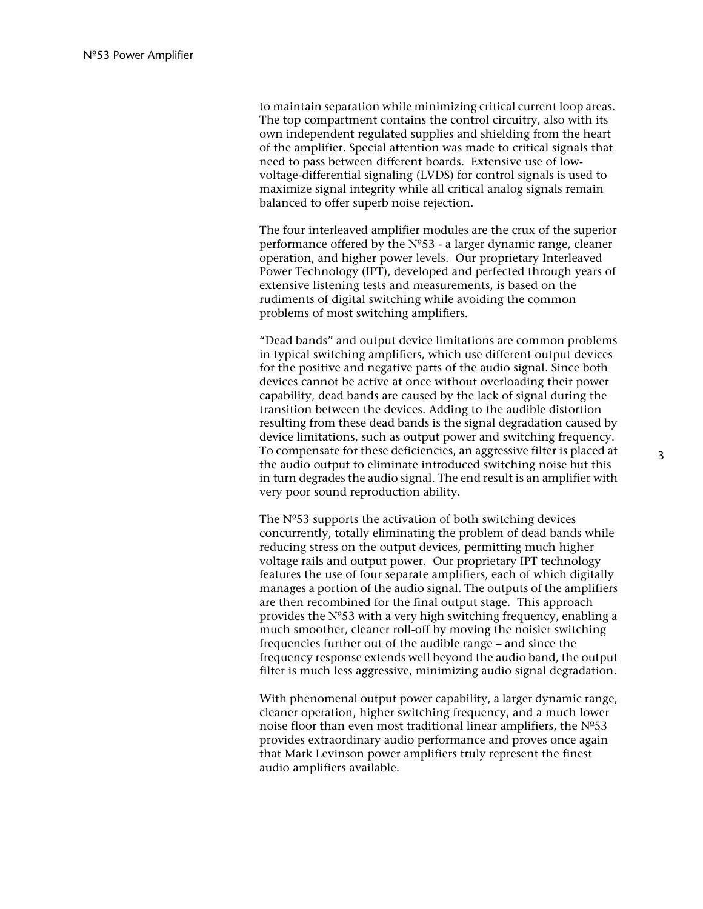to maintain separation while minimizing critical current loop areas. The top compartment contains the control circuitry, also with its own independent regulated supplies and shielding from the heart of the amplifier. Special attention was made to critical signals that need to pass between different boards. Extensive use of low-voltage-differential signaling (LVDS) for control signals is used to maximize signal integrity while all critical analog signals remain balanced to offer superb noise rejection.

The four interleaved amplifier modules are the crux of the superior performance offered by the Nº53 - a larger dynamic range, cleaner operation, and higher power levels. Our proprietary Interleaved Power Technology (IPT), developed and perfected through years of extensive listening tests and measurements, is based on the rudiments of digital switching while avoiding the common problems of most switching amplifiers.

“Dead bands” and output device limitations are common problems in typical switching amplifiers, which use different output devices for the positive and negative parts of the audio signal. Since both devices cannot be active at once without overloading their power capability, dead bands are caused by the lack of signal during the transition between the devices. Adding to the audible distortion resulting from these dead bands is the signal degradation caused by device limitations, such as output power and switching frequency. To compensate for these deficiencies, an aggressive filter is placed at the audio output to eliminate introduced switching noise but this in turn degrades the audio signal. The end result is an amplifier with very poor sound reproduction ability.

The Nº53 supports the activation of both switching devices concurrently, totally eliminating the problem of dead bands while reducing stress on the output devices, permitting much higher voltage rails and output power. Our proprietary IPT technology features the use of four separate amplifiers, each of which digitally manages a portion of the audio signal. The outputs of the amplifiers are then recombined for the final output stage. This approach provides the Nº53 with a very high switching frequency, enabling a much smoother, cleaner roll-off by moving the noisier switching frequencies further out of the audible range – and since the frequency response extends well beyond the audio band, the output filter is much less aggressive, minimizing audio signal degradation.

With phenomenal output power capability, a larger dynamic range, cleaner operation, higher switching frequency, and a much lower noise floor than even most traditional linear amplifiers, the Nº53 provides extraordinary audio performance and proves once again that Mark Levinson power amplifiers truly represent the finest audio amplifiers available.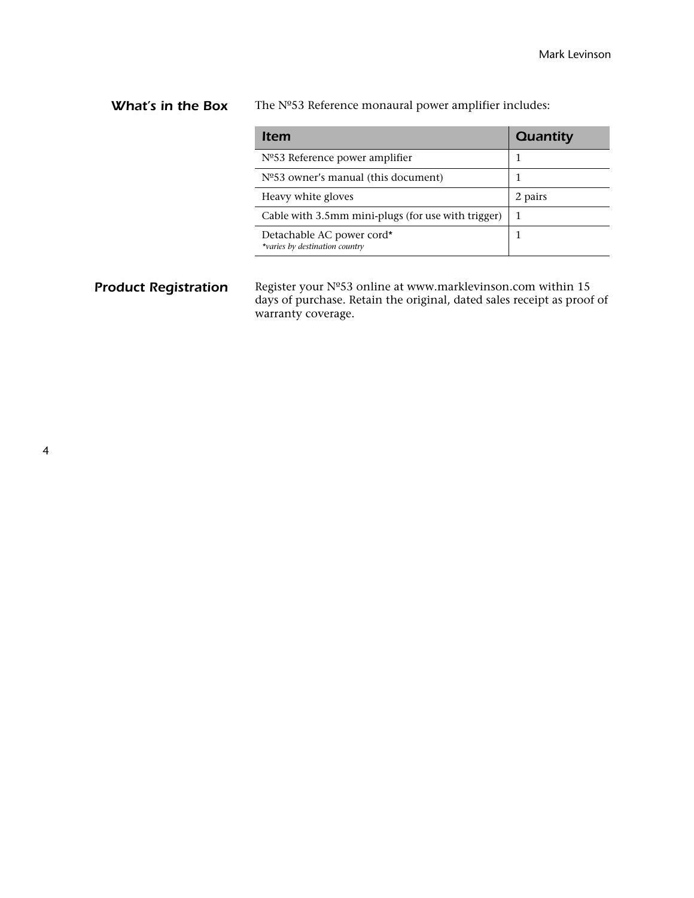## What's in the Box

The Nº53 Reference monaural power amplifier includes:

| Item | Quantity |
| --- | --- |
| Nº53 Reference power amplifier | 1 |
| Nº53 owner's manual (this document) | 1 |
| Heavy white gloves | 2 pairs |
| Cable with 3.5mm mini-plugs (for use with trigger) | 1 |
| Detachable AC power cord* <br> *\*varies by destination country* | 1 |

## Product Registration

Register your Nº53 online at www.marklevinson.com within 15 days of purchase. Retain the original, dated sales receipt as proof of warranty coverage.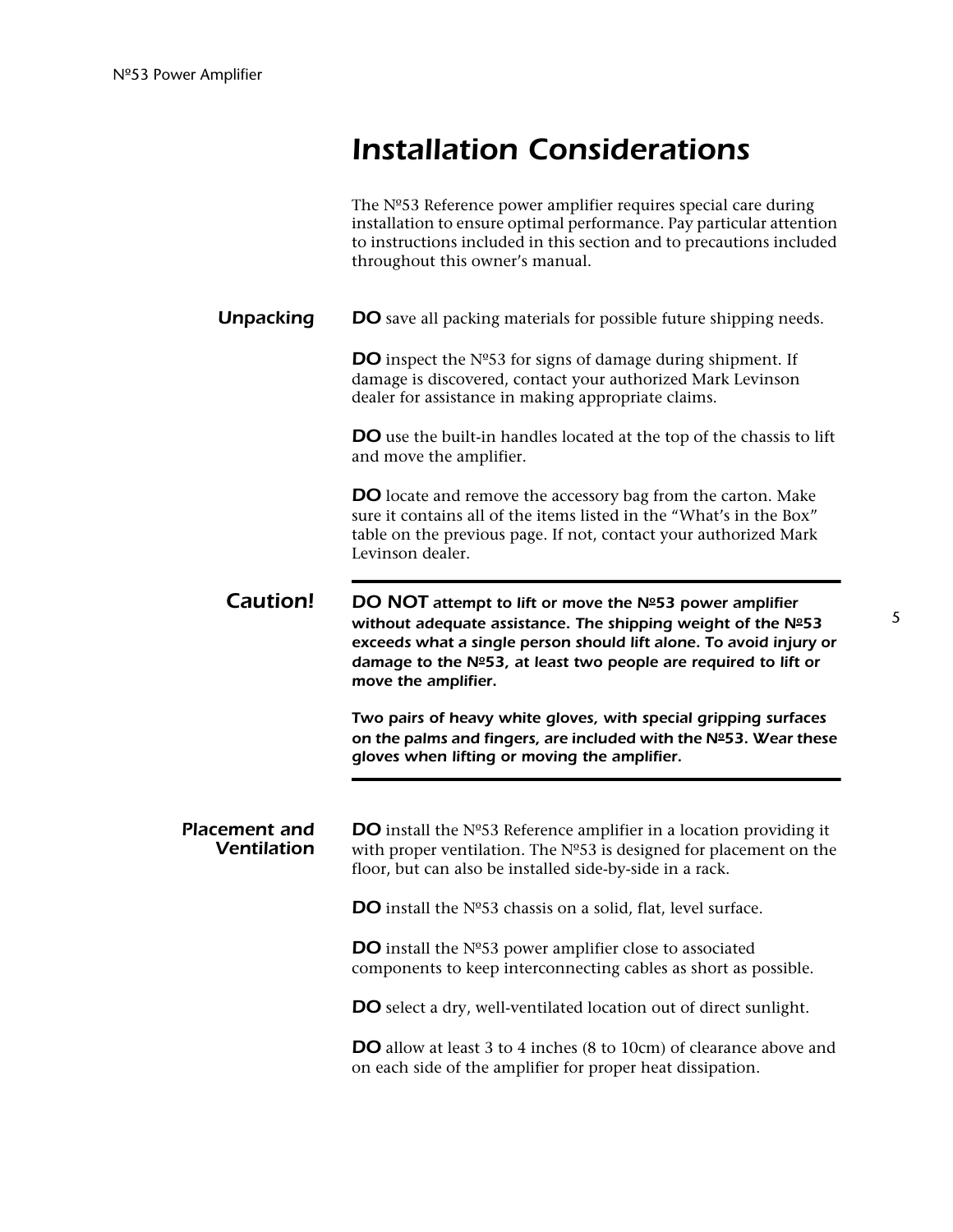# Installation Considerations

The Nº53 Reference power amplifier requires special care during installation to ensure optimal performance. Pay particular attention to instructions included in this section and to precautions included throughout this owner's manual.

### Unpacking

**DO** save all packing materials for possible future shipping needs.

**DO** inspect the Nº53 for signs of damage during shipment. If damage is discovered, contact your authorized Mark Levinson dealer for assistance in making appropriate claims.

**DO** use the built-in handles located at the top of the chassis to lift and move the amplifier.

**DO** locate and remove the accessory bag from the carton. Make sure it contains all of the items listed in the "What's in the Box" table on the previous page. If not, contact your authorized Mark Levinson dealer.

### Caution!

***DO NOT attempt to lift or move the Nº53 power amplifier without adequate assistance. The shipping weight of the Nº53 exceeds what a single person should lift alone. To avoid injury or damage to the Nº53, at least two people are required to lift or move the amplifier.***

***Two pairs of heavy white gloves, with special gripping surfaces on the palms and fingers, are included with the Nº53. Wear these gloves when lifting or moving the amplifier.***

### Placement and Ventilation

**DO** install the Nº53 Reference amplifier in a location providing it with proper ventilation. The Nº53 is designed for placement on the floor, but can also be installed side-by-side in a rack.

**DO** install the Nº53 chassis on a solid, flat, level surface.

**DO** install the Nº53 power amplifier close to associated components to keep interconnecting cables as short as possible.

**DO** select a dry, well-ventilated location out of direct sunlight.

**DO** allow at least 3 to 4 inches (8 to 10cm) of clearance above and on each side of the amplifier for proper heat dissipation.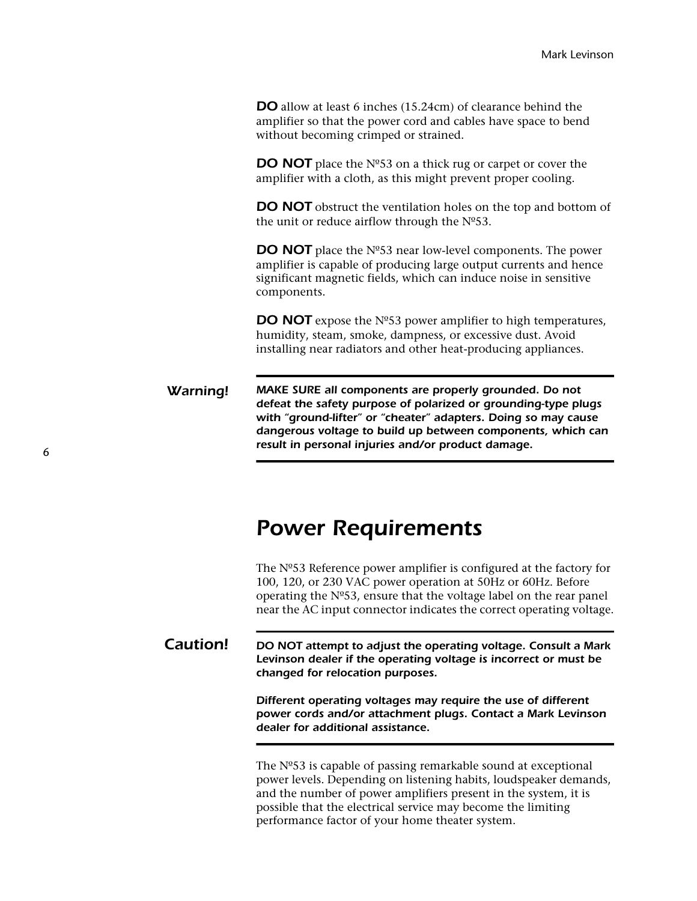**DO** allow at least 6 inches (15.24cm) of clearance behind the amplifier so that the power cord and cables have space to bend without becoming crimped or strained.

**DO NOT** place the Nº53 on a thick rug or carpet or cover the amplifier with a cloth, as this might prevent proper cooling.

**DO NOT** obstruct the ventilation holes on the top and bottom of the unit or reduce airflow through the Nº53.

**DO NOT** place the Nº53 near low-level components. The power amplifier is capable of producing large output currents and hence significant magnetic fields, which can induce noise in sensitive components.

**DO NOT** expose the Nº53 power amplifier to high temperatures, humidity, steam, smoke, dampness, or excessive dust. Avoid installing near radiators and other heat-producing appliances.

---

***Warning!*** ***MAKE SURE all components are properly grounded. Do not defeat the safety purpose of polarized or grounding-type plugs with "ground-lifter" or "cheater" adapters. Doing so may cause dangerous voltage to build up between components, which can result in personal injuries and/or product damage.***

---

## Power Requirements

The Nº53 Reference power amplifier is configured at the factory for 100, 120, or 230 VAC power operation at 50Hz or 60Hz. Before operating the Nº53, ensure that the voltage label on the rear panel near the AC input connector indicates the correct operating voltage.

---

***Caution!*** ***DO NOT attempt to adjust the operating voltage. Consult a Mark Levinson dealer if the operating voltage is incorrect or must be changed for relocation purposes.***

***Different operating voltages may require the use of different power cords and/or attachment plugs. Contact a Mark Levinson dealer for additional assistance.***

---

The Nº53 is capable of passing remarkable sound at exceptional power levels. Depending on listening habits, loudspeaker demands, and the number of power amplifiers present in the system, it is possible that the electrical service may become the limiting performance factor of your home theater system.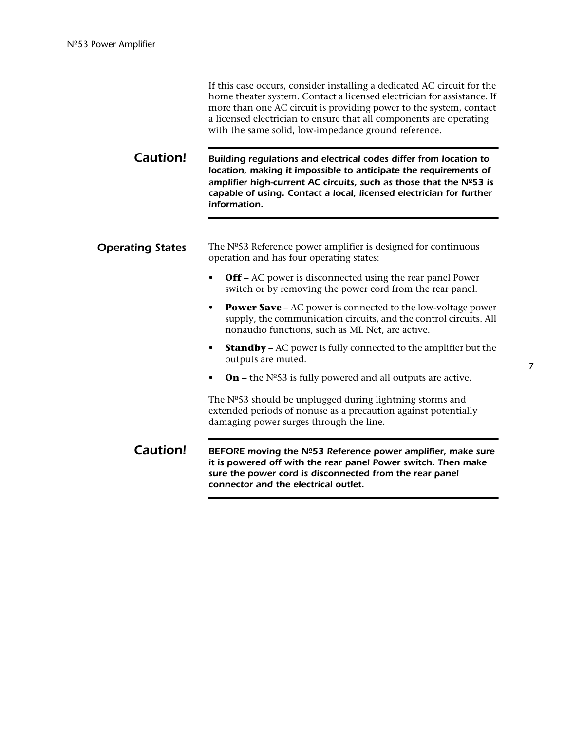If this case occurs, consider installing a dedicated AC circuit for the home theater system. Contact a licensed electrician for assistance. If more than one AC circuit is providing power to the system, contact a licensed electrician to ensure that all components are operating with the same solid, low-impedance ground reference.

**Caution!** ***Building regulations and electrical codes differ from location to location, making it impossible to anticipate the requirements of amplifier high-current AC circuits, such as those that the Nº53 is capable of using. Contact a local, licensed electrician for further information.***

## Operating States

The Nº53 Reference power amplifier is designed for continuous operation and has four operating states:

- **Off** – AC power is disconnected using the rear panel Power switch or by removing the power cord from the rear panel.
- **Power Save** – AC power is connected to the low-voltage power supply, the communication circuits, and the control circuits. All nonaudio functions, such as ML Net, are active.
- **Standby** – AC power is fully connected to the amplifier but the outputs are muted.
- **On** – the Nº53 is fully powered and all outputs are active.

The Nº53 should be unplugged during lightning storms and extended periods of nonuse as a precaution against potentially damaging power surges through the line.

**Caution!** ***BEFORE moving the Nº53 Reference power amplifier, make sure it is powered off with the rear panel Power switch. Then make sure the power cord is disconnected from the rear panel connector and the electrical outlet.***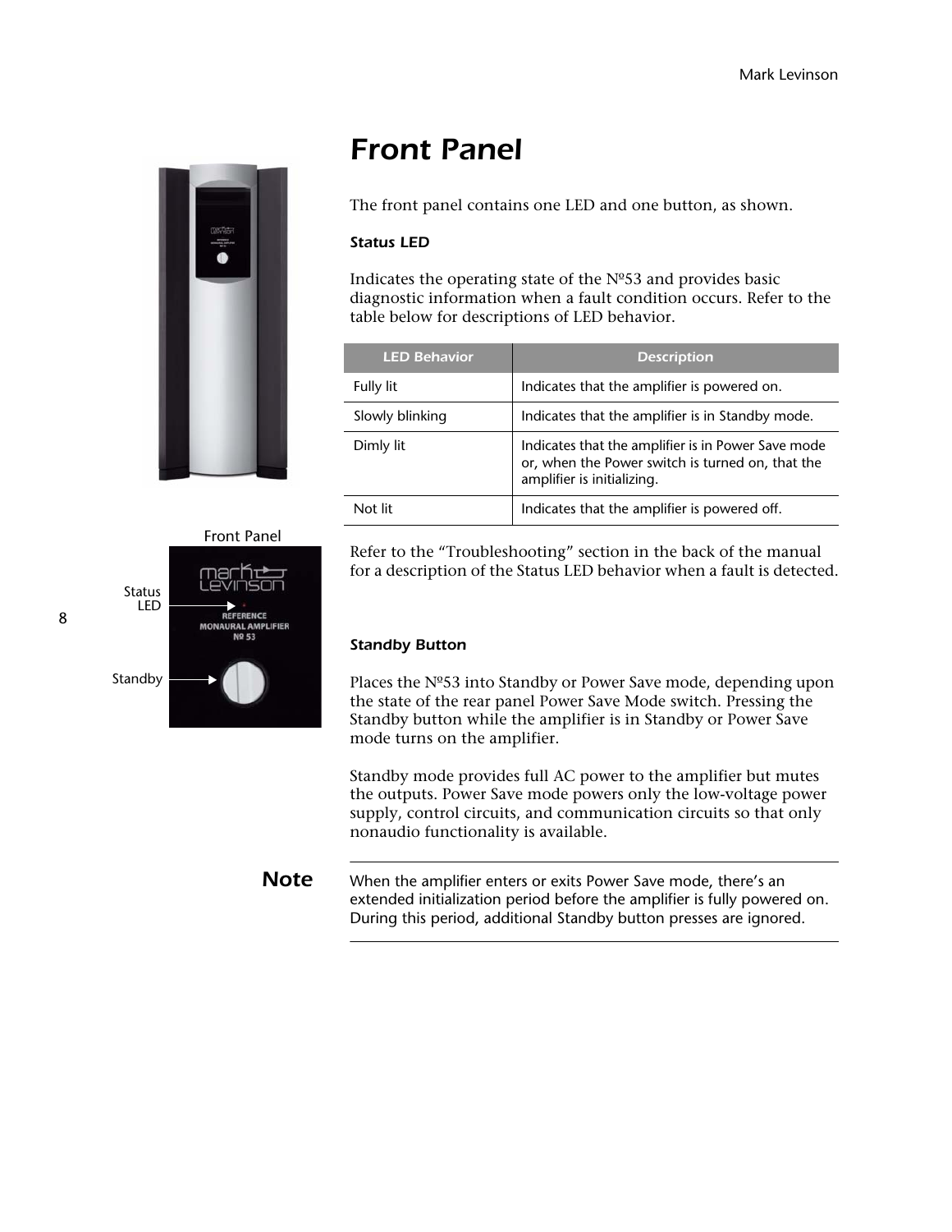# Front Panel

The front panel contains one LED and one button, as shown.

### Status LED

Indicates the operating state of the Nº53 and provides basic diagnostic information when a fault condition occurs. Refer to the table below for descriptions of LED behavior.

| LED Behavior | Description |
| --- | --- |
| Fully lit | Indicates that the amplifier is powered on. |
| Slowly blinking | Indicates that the amplifier is in Standby mode. |
| Dimly lit | Indicates that the amplifier is in Power Save mode or, when the Power switch is turned on, that the amplifier is initializing. |
| Not lit | Indicates that the amplifier is powered off. |

Refer to the “Troubleshooting” section in the back of the manual for a description of the Status LED behavior when a fault is detected.

Front Panel

Status LED

Standby

### Standby Button

Places the Nº53 into Standby or Power Save mode, depending upon the state of the rear panel Power Save Mode switch. Pressing the Standby button while the amplifier is in Standby or Power Save mode turns on the amplifier.

Standby mode provides full AC power to the amplifier but mutes the outputs. Power Save mode powers only the low-voltage power supply, control circuits, and communication circuits so that only nonaudio functionality is available.

**Note**

When the amplifier enters or exits Power Save mode, there’s an extended initialization period before the amplifier is fully powered on. During this period, additional Standby button presses are ignored.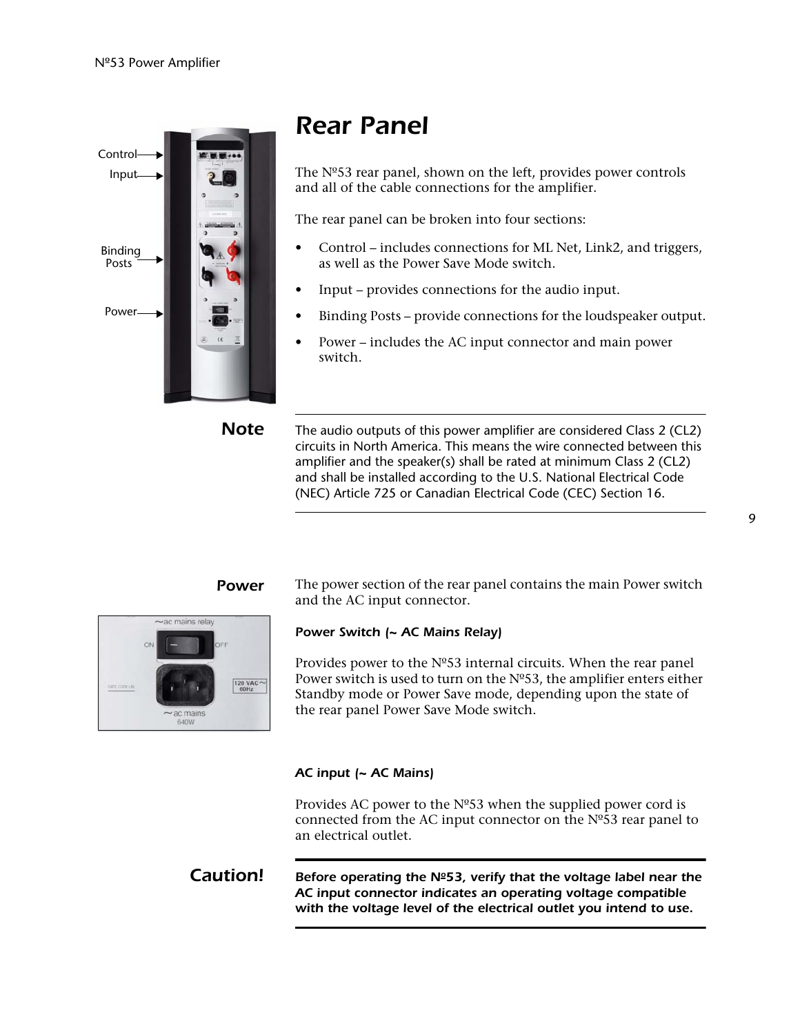# Rear Panel

The Nº53 rear panel, shown on the left, provides power controls and all of the cable connections for the amplifier.

The rear panel can be broken into four sections:

- Control – includes connections for ML Net, Link2, and triggers, as well as the Power Save Mode switch.
- Input – provides connections for the audio input.
- Binding Posts – provide connections for the loudspeaker output.
- Power – includes the AC input connector and main power switch.

**Note**

The audio outputs of this power amplifier are considered Class 2 (CL2) circuits in North America. This means the wire connected between this amplifier and the speaker(s) shall be rated at minimum Class 2 (CL2) and shall be installed according to the U.S. National Electrical Code (NEC) Article 725 or Canadian Electrical Code (CEC) Section 16.

## Power

The power section of the rear panel contains the main Power switch and the AC input connector.

### *Power Switch (~ AC Mains Relay)*

Provides power to the Nº53 internal circuits. When the rear panel Power switch is used to turn on the Nº53, the amplifier enters either Standby mode or Power Save mode, depending upon the state of the rear panel Power Save Mode switch.

### *AC input (~ AC Mains)*

Provides AC power to the Nº53 when the supplied power cord is connected from the AC input connector on the Nº53 rear panel to an electrical outlet.

**Caution!**

***Before operating the Nº53, verify that the voltage label near the AC input connector indicates an operating voltage compatible with the voltage level of the electrical outlet you intend to use.***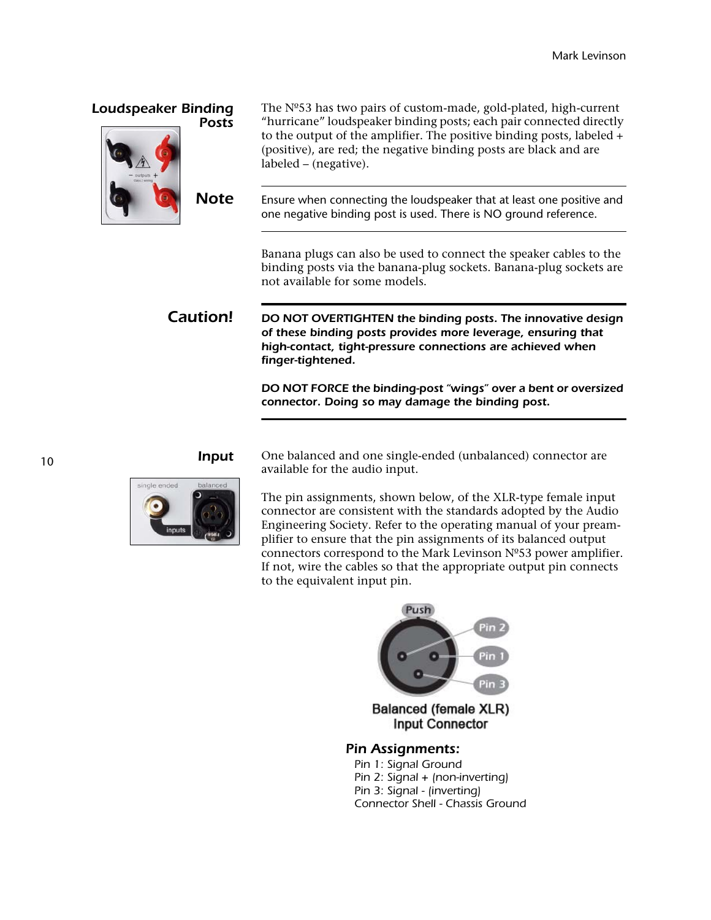## Loudspeaker Binding Posts

The Nº53 has two pairs of custom-made, gold-plated, high-current "hurricane" loudspeaker binding posts; each pair connected directly to the output of the amplifier. The positive binding posts, labeled + (positive), are red; the negative binding posts are black and are labeled – (negative).

**Note**

Ensure when connecting the loudspeaker that at least one positive and one negative binding post is used. There is NO ground reference.

Banana plugs can also be used to connect the speaker cables to the binding posts via the banana-plug sockets. Banana-plug sockets are not available for some models.

**Caution!**

***DO NOT OVERTIGHTEN the binding posts. The innovative design of these binding posts provides more leverage, ensuring that high-contact, tight-pressure connections are achieved when finger-tightened.***

***DO NOT FORCE the binding-post "wings" over a bent or oversized connector. Doing so may damage the binding post.***

## Input

One balanced and one single-ended (unbalanced) connector are available for the audio input.

The pin assignments, shown below, of the XLR-type female input connector are consistent with the standards adopted by the Audio Engineering Society. Refer to the operating manual of your preamplifier to ensure that the pin assignments of its balanced output connectors correspond to the Mark Levinson Nº53 power amplifier. If not, wire the cables so that the appropriate output pin connects to the equivalent input pin.

Balanced (female XLR) Input Connector

***Pin Assignments:***

Pin 1: Signal Ground
Pin 2: Signal + (non-inverting)
Pin 3: Signal - (inverting)
Connector Shell - Chassis Ground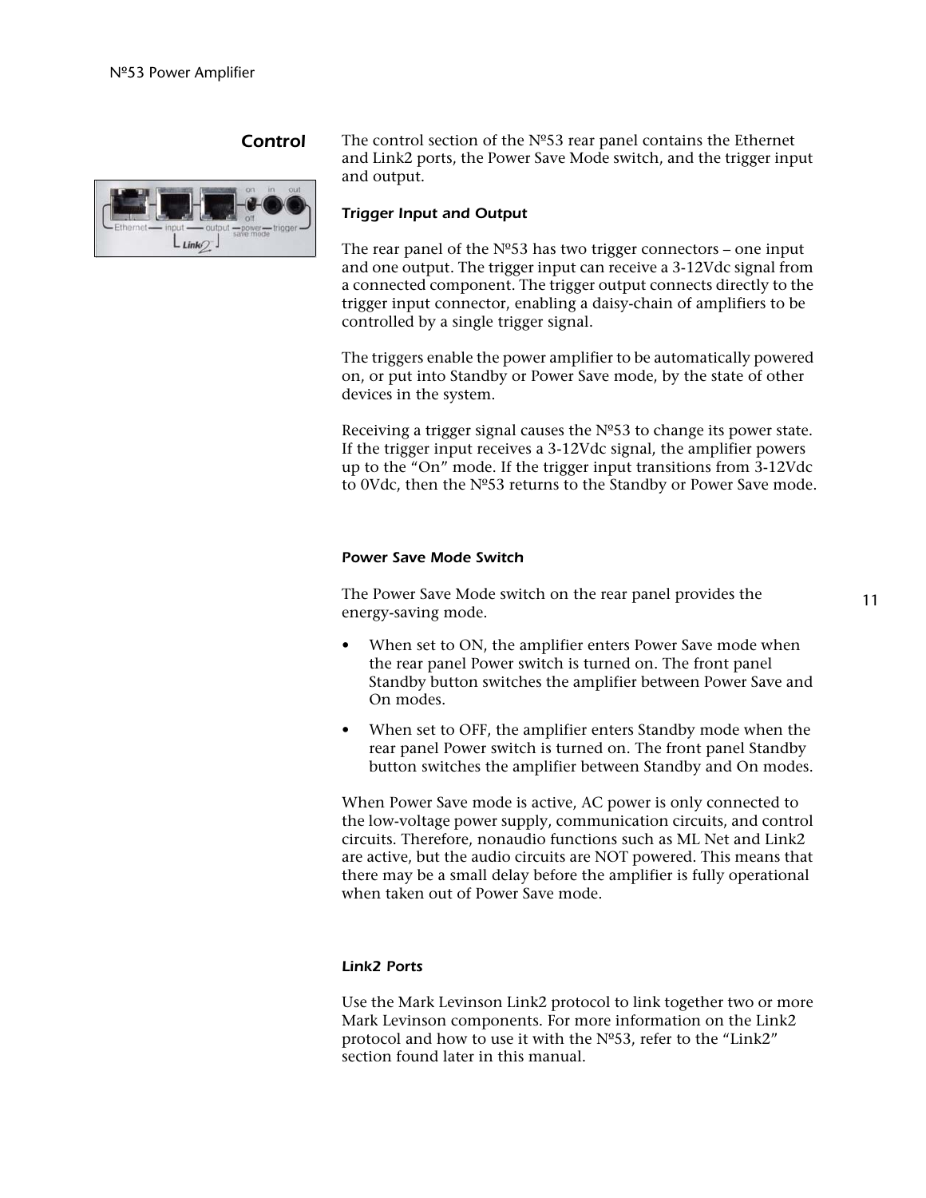## Control

The control section of the Nº53 rear panel contains the Ethernet and Link2 ports, the Power Save Mode switch, and the trigger input and output.

### *Trigger Input and Output*

The rear panel of the Nº53 has two trigger connectors – one input and one output. The trigger input can receive a 3-12Vdc signal from a connected component. The trigger output connects directly to the trigger input connector, enabling a daisy-chain of amplifiers to be controlled by a single trigger signal.

The triggers enable the power amplifier to be automatically powered on, or put into Standby or Power Save mode, by the state of other devices in the system.

Receiving a trigger signal causes the Nº53 to change its power state. If the trigger input receives a 3-12Vdc signal, the amplifier powers up to the "On" mode. If the trigger input transitions from 3-12Vdc to 0Vdc, then the Nº53 returns to the Standby or Power Save mode.

### *Power Save Mode Switch*

The Power Save Mode switch on the rear panel provides the energy-saving mode.

- When set to ON, the amplifier enters Power Save mode when the rear panel Power switch is turned on. The front panel Standby button switches the amplifier between Power Save and On modes.
- When set to OFF, the amplifier enters Standby mode when the rear panel Power switch is turned on. The front panel Standby button switches the amplifier between Standby and On modes.

When Power Save mode is active, AC power is only connected to the low-voltage power supply, communication circuits, and control circuits. Therefore, nonaudio functions such as ML Net and Link2 are active, but the audio circuits are NOT powered. This means that there may be a small delay before the amplifier is fully operational when taken out of Power Save mode.

### *Link2 Ports*

Use the Mark Levinson Link2 protocol to link together two or more Mark Levinson components. For more information on the Link2 protocol and how to use it with the Nº53, refer to the "Link2" section found later in this manual.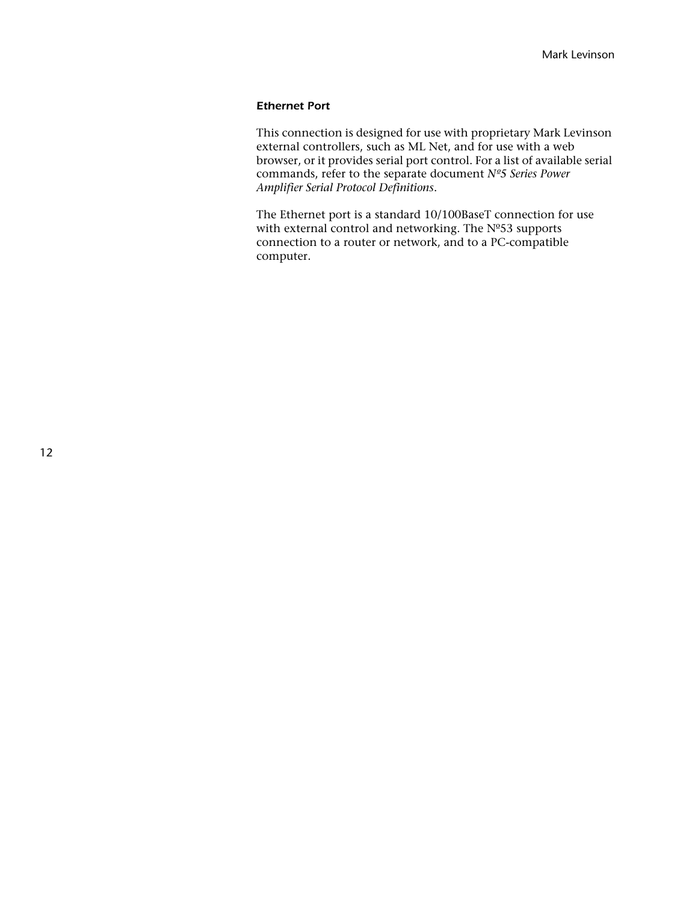### *Ethernet Port*

This connection is designed for use with proprietary Mark Levinson external controllers, such as ML Net, and for use with a web browser, or it provides serial port control. For a list of available serial commands, refer to the separate document *Nº5 Series Power Amplifier Serial Protocol Definitions*.

The Ethernet port is a standard 10/100BaseT connection for use with external control and networking. The Nº53 supports connection to a router or network, and to a PC-compatible computer.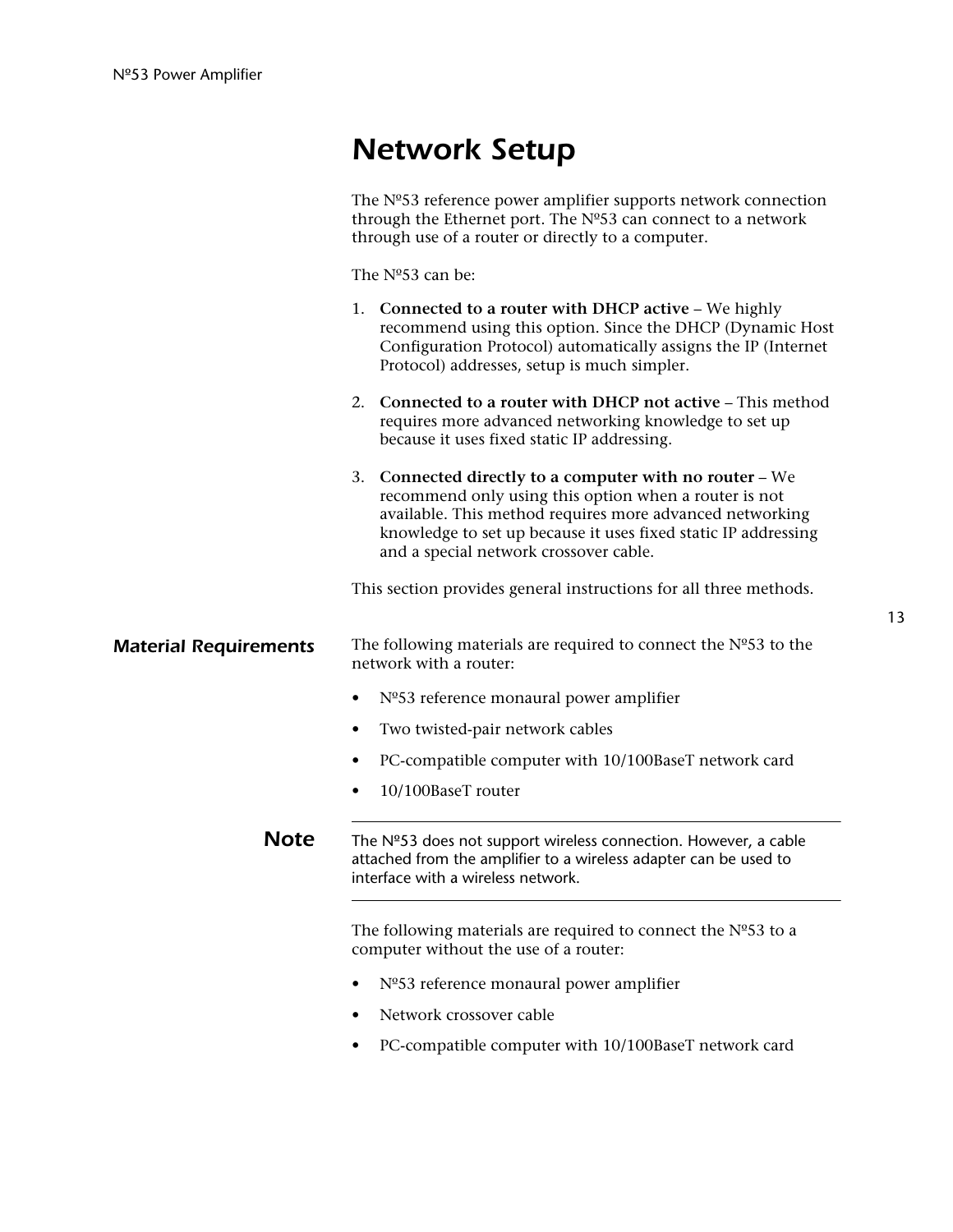# Network Setup

The Nº53 reference power amplifier supports network connection through the Ethernet port. The Nº53 can connect to a network through use of a router or directly to a computer.

The Nº53 can be:

1. **Connected to a router with DHCP active** – We highly recommend using this option. Since the DHCP (Dynamic Host Configuration Protocol) automatically assigns the IP (Internet Protocol) addresses, setup is much simpler.

2. **Connected to a router with DHCP not active** – This method requires more advanced networking knowledge to set up because it uses fixed static IP addressing.

3. **Connected directly to a computer with no router** – We recommend only using this option when a router is not available. This method requires more advanced networking knowledge to set up because it uses fixed static IP addressing and a special network crossover cable.

This section provides general instructions for all three methods.

## Material Requirements

The following materials are required to connect the Nº53 to the network with a router:

- Nº53 reference monaural power amplifier
- Two twisted-pair network cables
- PC-compatible computer with 10/100BaseT network card
- 10/100BaseT router

---

**Note** The Nº53 does not support wireless connection. However, a cable attached from the amplifier to a wireless adapter can be used to interface with a wireless network.

---

The following materials are required to connect the Nº53 to a computer without the use of a router:

- Nº53 reference monaural power amplifier
- Network crossover cable
- PC-compatible computer with 10/100BaseT network card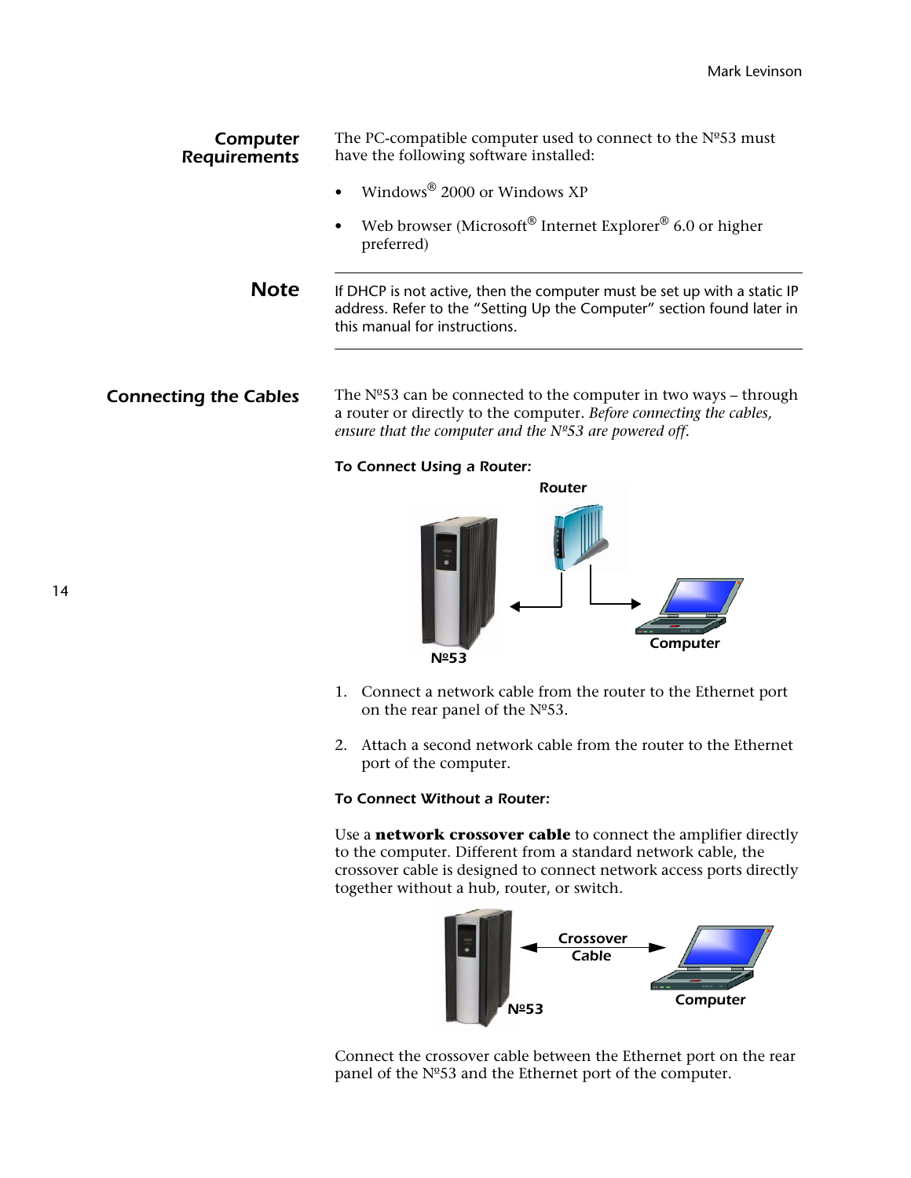## Computer Requirements

The PC-compatible computer used to connect to the Nº53 must have the following software installed:

- Windows® 2000 or Windows XP
- Web browser (Microsoft® Internet Explorer® 6.0 or higher preferred)

**Note**

If DHCP is not active, then the computer must be set up with a static IP address. Refer to the "Setting Up the Computer" section found later in this manual for instructions.

## Connecting the Cables

The Nº53 can be connected to the computer in two ways – through a router or directly to the computer. *Before connecting the cables, ensure that the computer and the Nº53 are powered off.*

**To Connect Using a Router:**

1. Connect a network cable from the router to the Ethernet port on the rear panel of the Nº53.
2. Attach a second network cable from the router to the Ethernet port of the computer.

**To Connect Without a Router:**

Use a **network crossover cable** to connect the amplifier directly to the computer. Different from a standard network cable, the crossover cable is designed to connect network access ports directly together without a hub, router, or switch.

Connect the crossover cable between the Ethernet port on the rear panel of the Nº53 and the Ethernet port of the computer.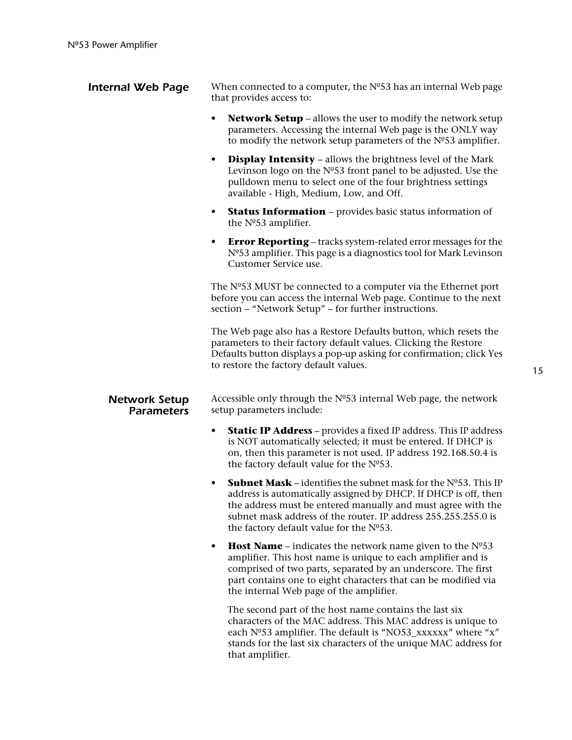## Internal Web Page

When connected to a computer, the Nº53 has an internal Web page that provides access to:

- **Network Setup** – allows the user to modify the network setup parameters. Accessing the internal Web page is the ONLY way to modify the network setup parameters of the Nº53 amplifier.
- **Display Intensity** – allows the brightness level of the Mark Levinson logo on the Nº53 front panel to be adjusted. Use the pulldown menu to select one of the four brightness settings available - High, Medium, Low, and Off.
- **Status Information** – provides basic status information of the Nº53 amplifier.
- **Error Reporting** – tracks system-related error messages for the Nº53 amplifier. This page is a diagnostics tool for Mark Levinson Customer Service use.

The Nº53 MUST be connected to a computer via the Ethernet port before you can access the internal Web page. Continue to the next section – "Network Setup" – for further instructions.

The Web page also has a Restore Defaults button, which resets the parameters to their factory default values. Clicking the Restore Defaults button displays a pop-up asking for confirmation; click Yes to restore the factory default values.

## Network Setup Parameters

Accessible only through the Nº53 internal Web page, the network setup parameters include:

- **Static IP Address** – provides a fixed IP address. This IP address is NOT automatically selected; it must be entered. If DHCP is on, then this parameter is not used. IP address 192.168.50.4 is the factory default value for the Nº53.
- **Subnet Mask** – identifies the subnet mask for the Nº53. This IP address is automatically assigned by DHCP. If DHCP is off, then the address must be entered manually and must agree with the subnet mask address of the router. IP address 255.255.255.0 is the factory default value for the Nº53.
- **Host Name** – indicates the network name given to the Nº53 amplifier. This host name is unique to each amplifier and is comprised of two parts, separated by an underscore. The first part contains one to eight characters that can be modified via the internal Web page of the amplifier.

  The second part of the host name contains the last six characters of the MAC address. This MAC address is unique to each Nº53 amplifier. The default is "NO53_xxxxxx" where "x" stands for the last six characters of the unique MAC address for that amplifier.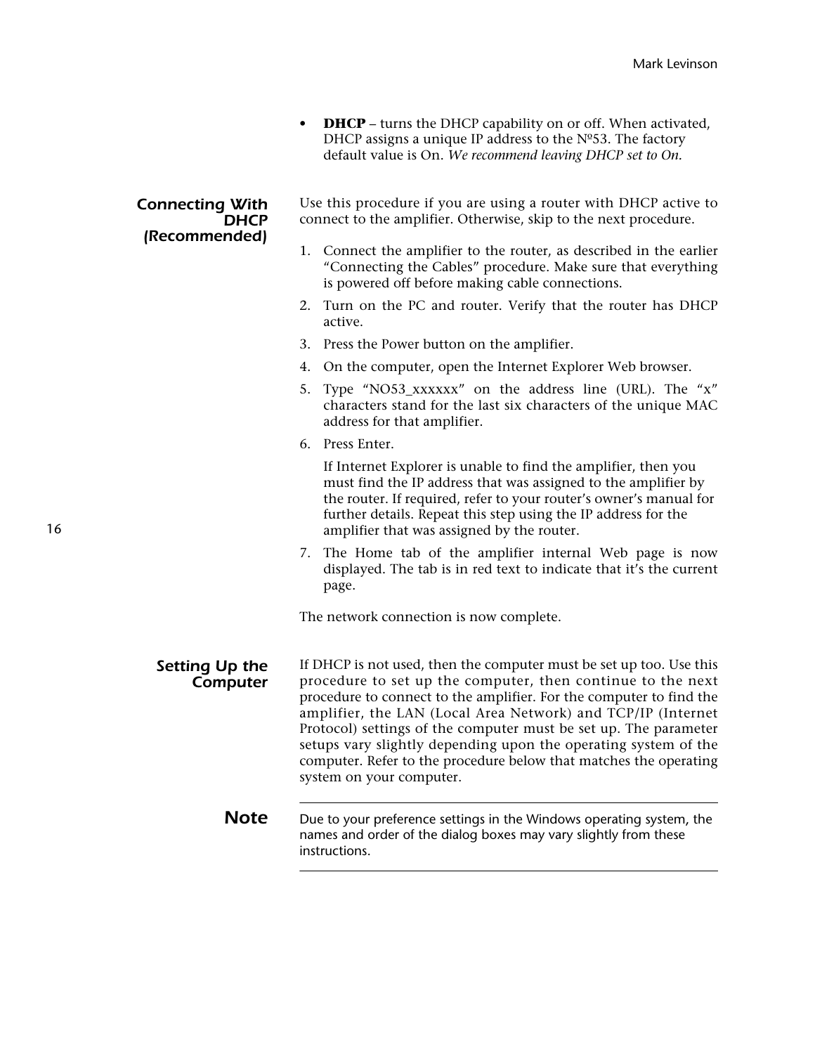- **DHCP** – turns the DHCP capability on or off. When activated, DHCP assigns a unique IP address to the Nº53. The factory default value is On. *We recommend leaving DHCP set to On.*

### Connecting With DHCP (Recommended)

Use this procedure if you are using a router with DHCP active to connect to the amplifier. Otherwise, skip to the next procedure.

1. Connect the amplifier to the router, as described in the earlier "Connecting the Cables" procedure. Make sure that everything is powered off before making cable connections.
2. Turn on the PC and router. Verify that the router has DHCP active.
3. Press the Power button on the amplifier.
4. On the computer, open the Internet Explorer Web browser.
5. Type "NO53_xxxxxx" on the address line (URL). The "x" characters stand for the last six characters of the unique MAC address for that amplifier.
6. Press Enter.

   If Internet Explorer is unable to find the amplifier, then you must find the IP address that was assigned to the amplifier by the router. If required, refer to your router's owner's manual for further details. Repeat this step using the IP address for the amplifier that was assigned by the router.
7. The Home tab of the amplifier internal Web page is now displayed. The tab is in red text to indicate that it's the current page.

The network connection is now complete.

### Setting Up the Computer

If DHCP is not used, then the computer must be set up too. Use this procedure to set up the computer, then continue to the next procedure to connect to the amplifier. For the computer to find the amplifier, the LAN (Local Area Network) and TCP/IP (Internet Protocol) settings of the computer must be set up. The parameter setups vary slightly depending upon the operating system of the computer. Refer to the procedure below that matches the operating system on your computer.

---

**Note**

Due to your preference settings in the Windows operating system, the names and order of the dialog boxes may vary slightly from these instructions.

---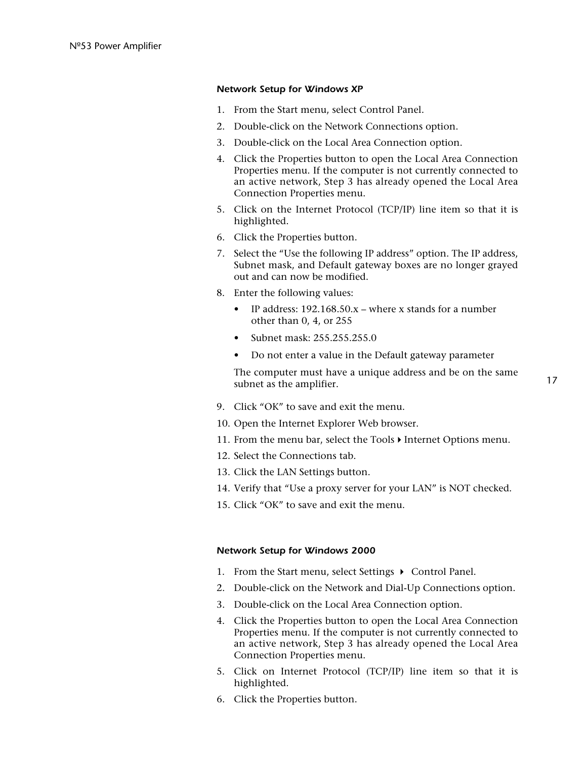### Network Setup for Windows XP

1. From the Start menu, select Control Panel.
2. Double-click on the Network Connections option.
3. Double-click on the Local Area Connection option.
4. Click the Properties button to open the Local Area Connection Properties menu. If the computer is not currently connected to an active network, Step 3 has already opened the Local Area Connection Properties menu.
5. Click on the Internet Protocol (TCP/IP) line item so that it is highlighted.
6. Click the Properties button.
7. Select the “Use the following IP address” option. The IP address, Subnet mask, and Default gateway boxes are no longer grayed out and can now be modified.
8. Enter the following values:
   - IP address: 192.168.50.x – where x stands for a number other than 0, 4, or 255
   - Subnet mask: 255.255.255.0
   - Do not enter a value in the Default gateway parameter

   The computer must have a unique address and be on the same subnet as the amplifier.

9. Click “OK” to save and exit the menu.
10. Open the Internet Explorer Web browser.
11. From the menu bar, select the Tools ▸ Internet Options menu.
12. Select the Connections tab.
13. Click the LAN Settings button.
14. Verify that “Use a proxy server for your LAN” is NOT checked.
15. Click “OK” to save and exit the menu.

### Network Setup for Windows 2000

1. From the Start menu, select Settings ▸ Control Panel.
2. Double-click on the Network and Dial-Up Connections option.
3. Double-click on the Local Area Connection option.
4. Click the Properties button to open the Local Area Connection Properties menu. If the computer is not currently connected to an active network, Step 3 has already opened the Local Area Connection Properties menu.
5. Click on Internet Protocol (TCP/IP) line item so that it is highlighted.
6. Click the Properties button.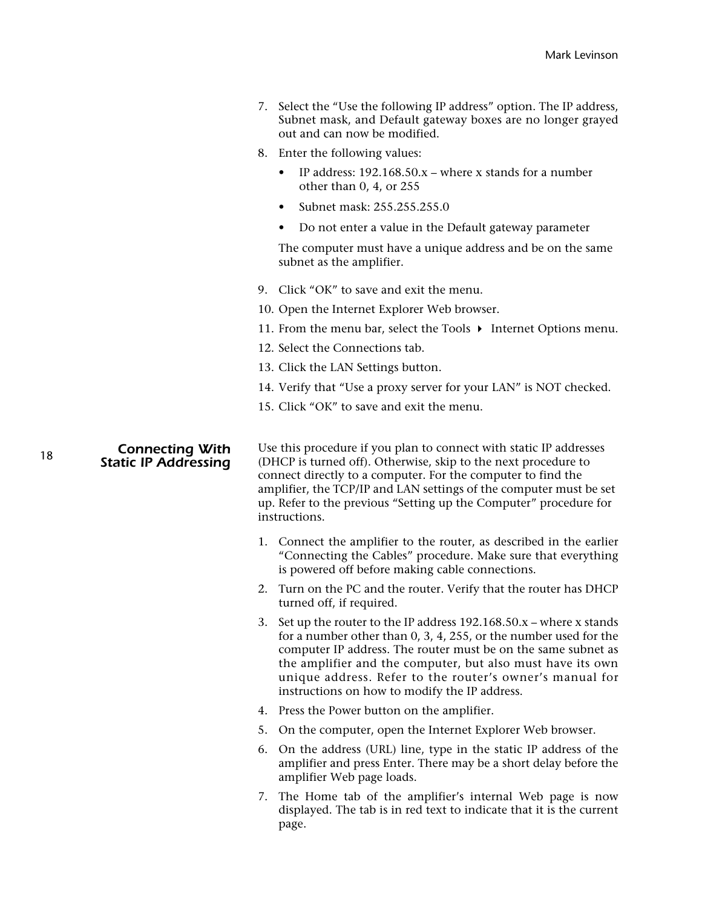7. Select the "Use the following IP address" option. The IP address, Subnet mask, and Default gateway boxes are no longer grayed out and can now be modified.
8. Enter the following values:
   - IP address: 192.168.50.x – where x stands for a number other than 0, 4, or 255
   - Subnet mask: 255.255.255.0
   - Do not enter a value in the Default gateway parameter

   The computer must have a unique address and be on the same subnet as the amplifier.
9. Click "OK" to save and exit the menu.
10. Open the Internet Explorer Web browser.
11. From the menu bar, select the Tools ▸ Internet Options menu.
12. Select the Connections tab.
13. Click the LAN Settings button.
14. Verify that "Use a proxy server for your LAN" is NOT checked.
15. Click "OK" to save and exit the menu.

## Connecting With Static IP Addressing

Use this procedure if you plan to connect with static IP addresses (DHCP is turned off). Otherwise, skip to the next procedure to connect directly to a computer. For the computer to find the amplifier, the TCP/IP and LAN settings of the computer must be set up. Refer to the previous "Setting up the Computer" procedure for instructions.

1. Connect the amplifier to the router, as described in the earlier "Connecting the Cables" procedure. Make sure that everything is powered off before making cable connections.
2. Turn on the PC and the router. Verify that the router has DHCP turned off, if required.
3. Set up the router to the IP address 192.168.50.x – where x stands for a number other than 0, 3, 4, 255, or the number used for the computer IP address. The router must be on the same subnet as the amplifier and the computer, but also must have its own unique address. Refer to the router's owner's manual for instructions on how to modify the IP address.
4. Press the Power button on the amplifier.
5. On the computer, open the Internet Explorer Web browser.
6. On the address (URL) line, type in the static IP address of the amplifier and press Enter. There may be a short delay before the amplifier Web page loads.
7. The Home tab of the amplifier's internal Web page is now displayed. The tab is in red text to indicate that it is the current page.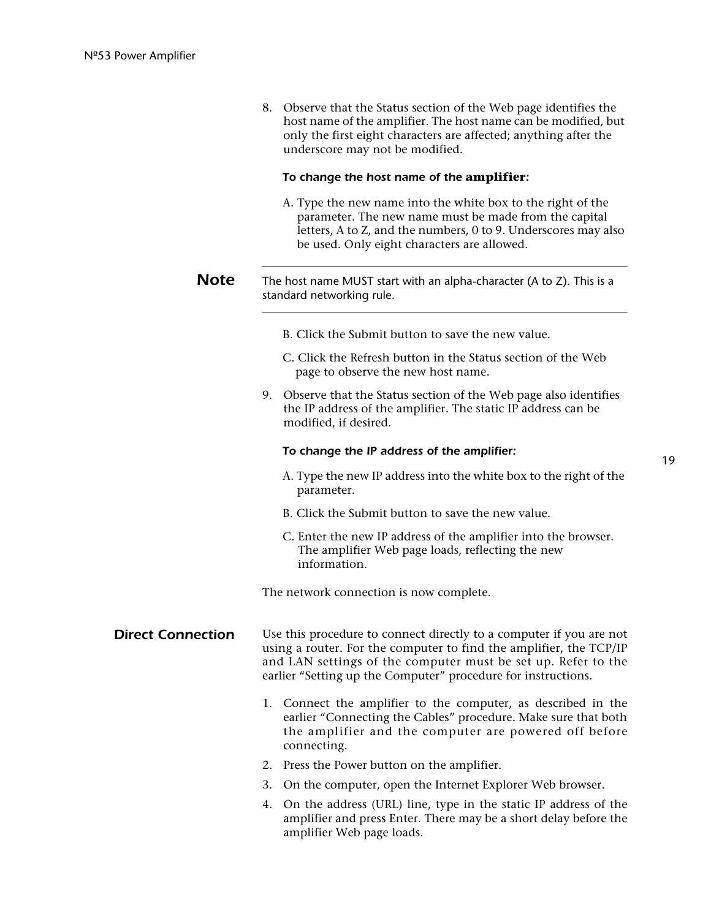8. Observe that the Status section of the Web page identifies the host name of the amplifier. The host name can be modified, but only the first eight characters are affected; anything after the underscore may not be modified.

   *To change the host name of the amplifier:*

   A. Type the new name into the white box to the right of the parameter. The new name must be made from the capital letters, A to Z, and the numbers, 0 to 9. Underscores may also be used. Only eight characters are allowed.

**Note** The host name MUST start with an alpha-character (A to Z). This is a standard networking rule.

   B. Click the Submit button to save the new value.

   C. Click the Refresh button in the Status section of the Web page to observe the new host name.

9. Observe that the Status section of the Web page also identifies the IP address of the amplifier. The static IP address can be modified, if desired.

   *To change the IP address of the amplifier:*

   A. Type the new IP address into the white box to the right of the parameter.

   B. Click the Submit button to save the new value.

   C. Enter the new IP address of the amplifier into the browser. The amplifier Web page loads, reflecting the new information.

The network connection is now complete.

## Direct Connection

Use this procedure to connect directly to a computer if you are not using a router. For the computer to find the amplifier, the TCP/IP and LAN settings of the computer must be set up. Refer to the earlier “Setting up the Computer” procedure for instructions.

1. Connect the amplifier to the computer, as described in the earlier “Connecting the Cables” procedure. Make sure that both the amplifier and the computer are powered off before connecting.
2. Press the Power button on the amplifier.
3. On the computer, open the Internet Explorer Web browser.
4. On the address (URL) line, type in the static IP address of the amplifier and press Enter. There may be a short delay before the amplifier Web page loads.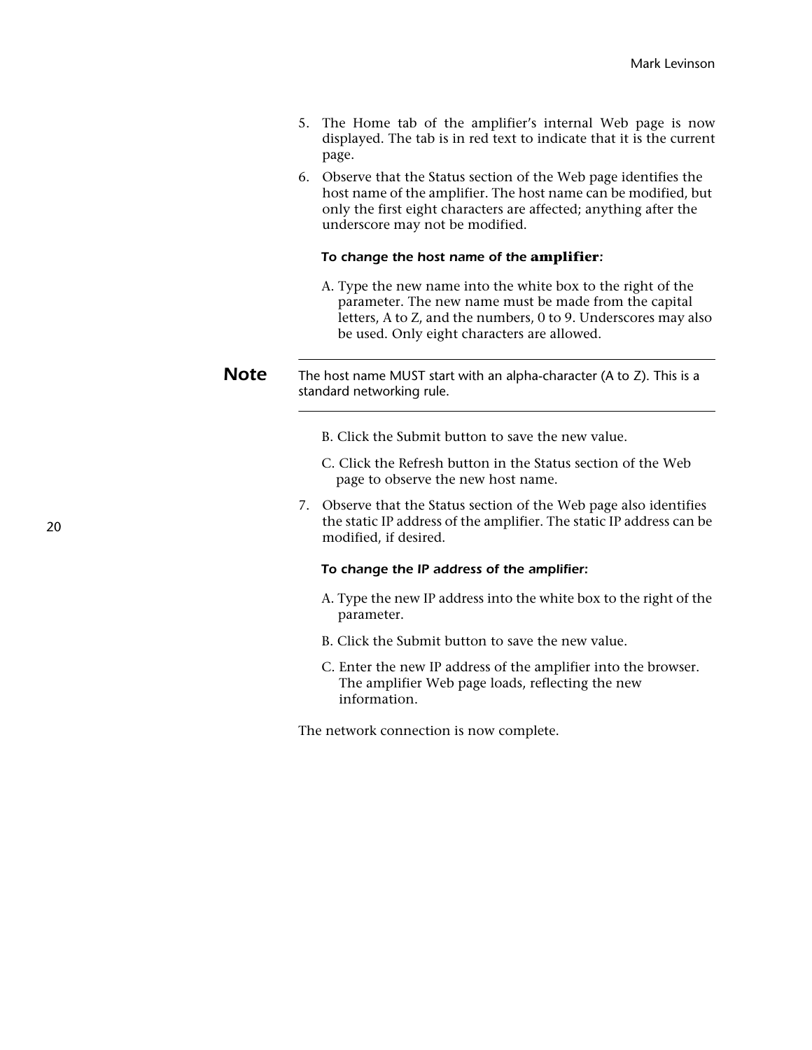5. The Home tab of the amplifier's internal Web page is now displayed. The tab is in red text to indicate that it is the current page.
6. Observe that the Status section of the Web page identifies the host name of the amplifier. The host name can be modified, but only the first eight characters are affected; anything after the underscore may not be modified.

*To change the host name of the amplifier:*

A. Type the new name into the white box to the right of the parameter. The new name must be made from the capital letters, A to Z, and the numbers, 0 to 9. Underscores may also be used. Only eight characters are allowed.

---

**Note** The host name MUST start with an alpha-character (A to Z). This is a standard networking rule.

---

B. Click the Submit button to save the new value.

C. Click the Refresh button in the Status section of the Web page to observe the new host name.

7. Observe that the Status section of the Web page also identifies the static IP address of the amplifier. The static IP address can be modified, if desired.

*To change the IP address of the amplifier:*

A. Type the new IP address into the white box to the right of the parameter.

B. Click the Submit button to save the new value.

C. Enter the new IP address of the amplifier into the browser. The amplifier Web page loads, reflecting the new information.

The network connection is now complete.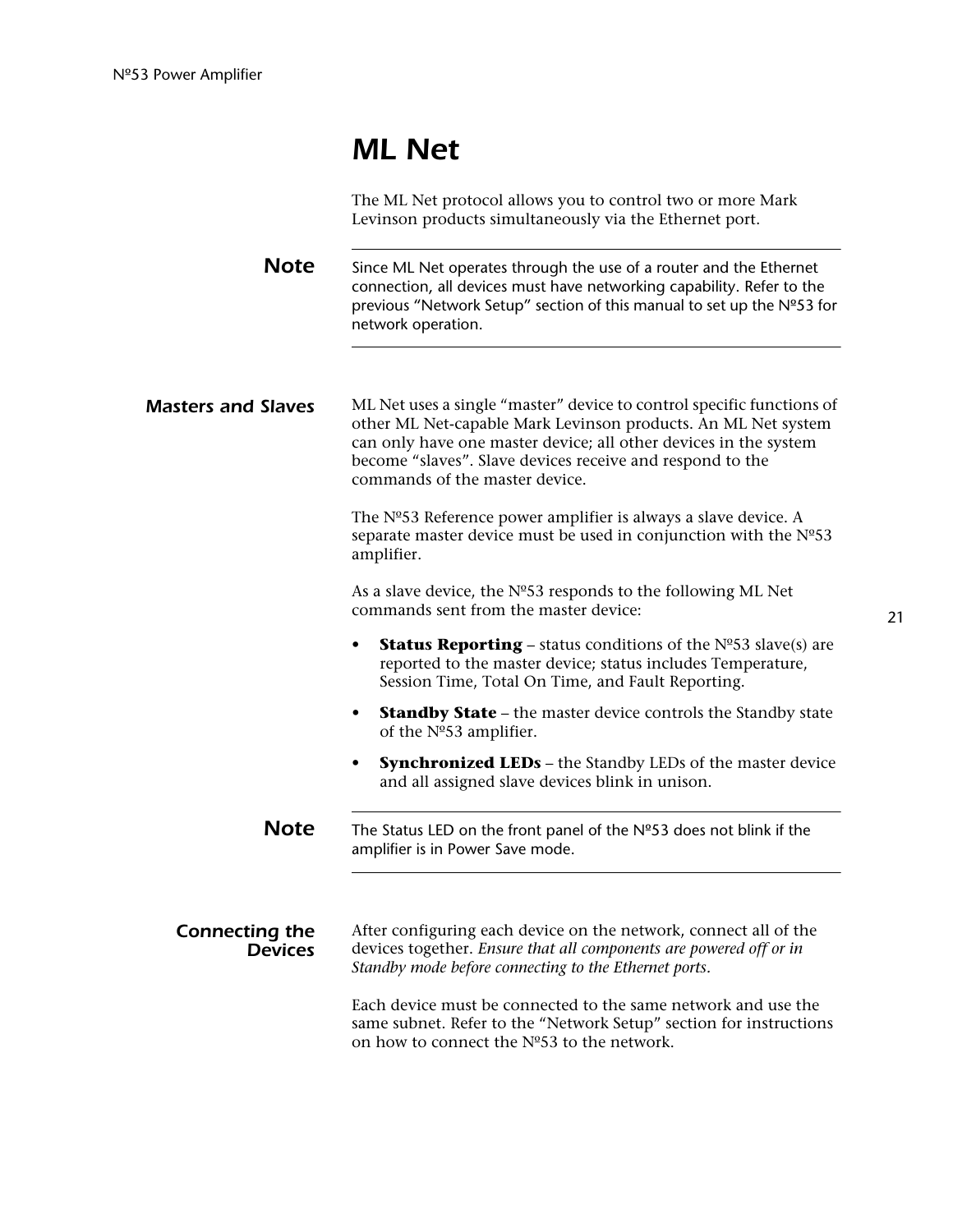# ML Net

The ML Net protocol allows you to control two or more Mark Levinson products simultaneously via the Ethernet port.

**Note**

Since ML Net operates through the use of a router and the Ethernet connection, all devices must have networking capability. Refer to the previous "Network Setup" section of this manual to set up the Nº53 for network operation.

## Masters and Slaves

ML Net uses a single "master" device to control specific functions of other ML Net-capable Mark Levinson products. An ML Net system can only have one master device; all other devices in the system become "slaves". Slave devices receive and respond to the commands of the master device.

The Nº53 Reference power amplifier is always a slave device. A separate master device must be used in conjunction with the Nº53 amplifier.

As a slave device, the Nº53 responds to the following ML Net commands sent from the master device:

- **Status Reporting** – status conditions of the Nº53 slave(s) are reported to the master device; status includes Temperature, Session Time, Total On Time, and Fault Reporting.
- **Standby State** – the master device controls the Standby state of the Nº53 amplifier.
- **Synchronized LEDs** – the Standby LEDs of the master device and all assigned slave devices blink in unison.

**Note**

The Status LED on the front panel of the Nº53 does not blink if the amplifier is in Power Save mode.

## Connecting the Devices

After configuring each device on the network, connect all of the devices together. *Ensure that all components are powered off or in Standby mode before connecting to the Ethernet ports.*

Each device must be connected to the same network and use the same subnet. Refer to the "Network Setup" section for instructions on how to connect the Nº53 to the network.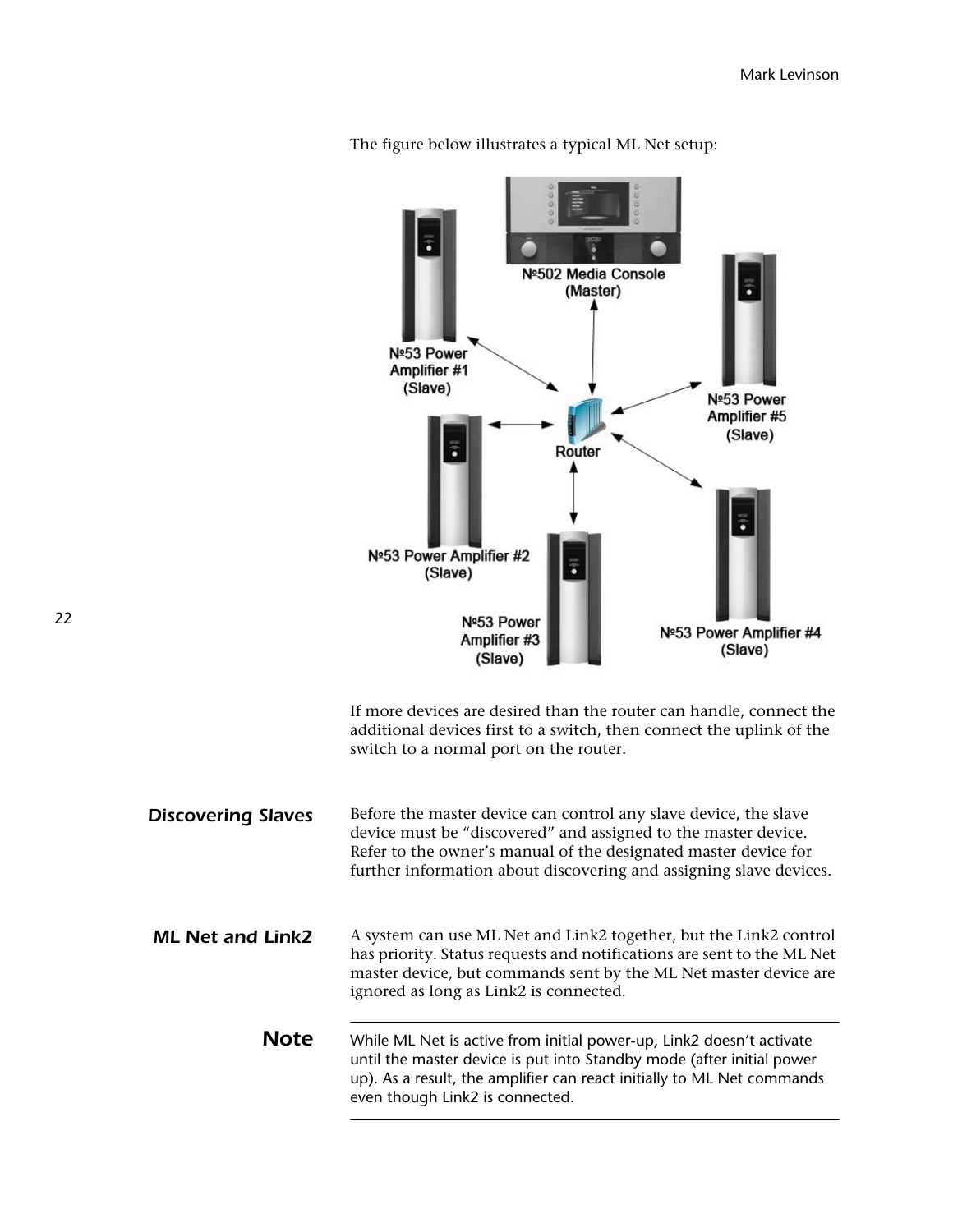The figure below illustrates a typical ML Net setup:

If more devices are desired than the router can handle, connect the additional devices first to a switch, then connect the uplink of the switch to a normal port on the router.

## *Discovering Slaves*

Before the master device can control any slave device, the slave device must be "discovered" and assigned to the master device. Refer to the owner's manual of the designated master device for further information about discovering and assigning slave devices.

## *ML Net and Link2*

A system can use ML Net and Link2 together, but the Link2 control has priority. Status requests and notifications are sent to the ML Net master device, but commands sent by the ML Net master device are ignored as long as Link2 is connected.

**Note**

While ML Net is active from initial power-up, Link2 doesn't activate until the master device is put into Standby mode (after initial power up). As a result, the amplifier can react initially to ML Net commands even though Link2 is connected.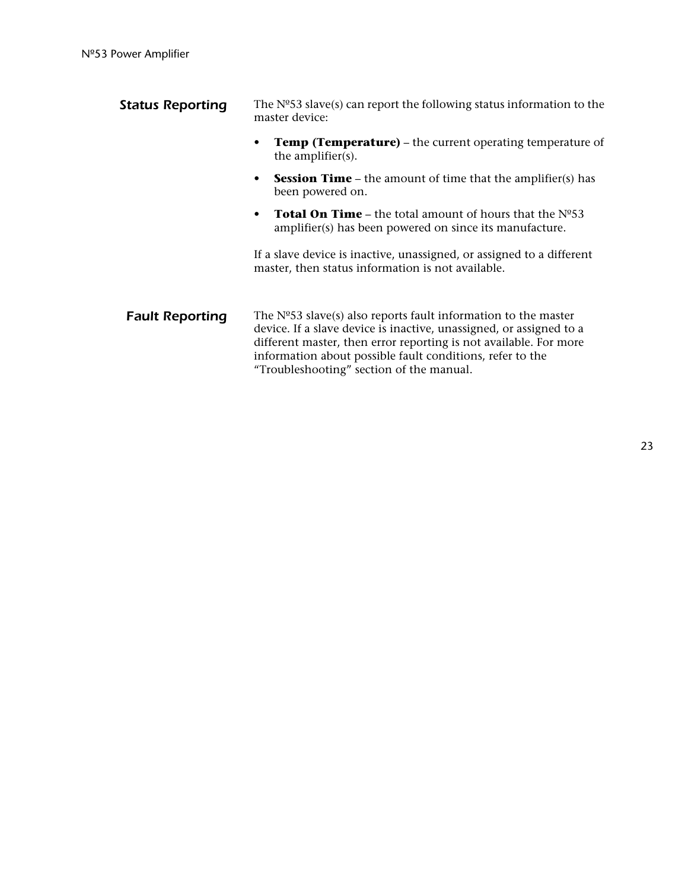## *Status Reporting*

The Nº53 slave(s) can report the following status information to the master device:

- **Temp (Temperature)** – the current operating temperature of the amplifier(s).
- **Session Time** – the amount of time that the amplifier(s) has been powered on.
- **Total On Time** – the total amount of hours that the Nº53 amplifier(s) has been powered on since its manufacture.

If a slave device is inactive, unassigned, or assigned to a different master, then status information is not available.

## *Fault Reporting*

The Nº53 slave(s) also reports fault information to the master device. If a slave device is inactive, unassigned, or assigned to a different master, then error reporting is not available. For more information about possible fault conditions, refer to the "Troubleshooting" section of the manual.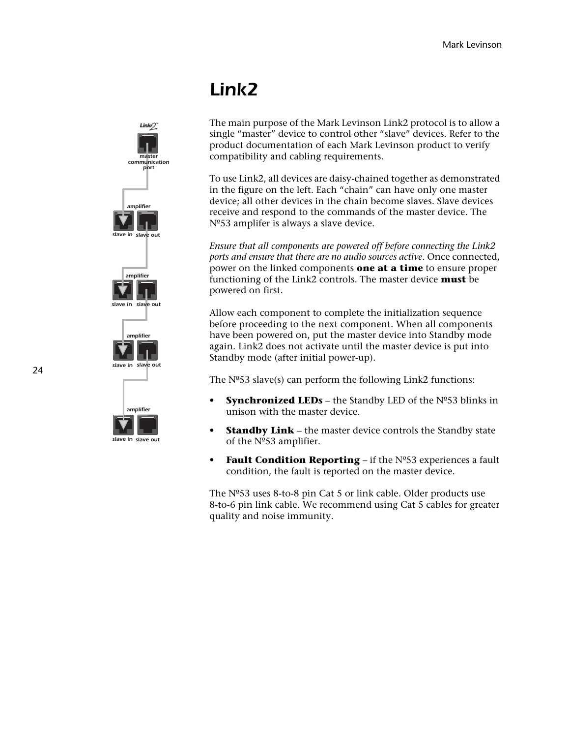# Link2

The main purpose of the Mark Levinson Link2 protocol is to allow a single "master" device to control other "slave" devices. Refer to the product documentation of each Mark Levinson product to verify compatibility and cabling requirements.

To use Link2, all devices are daisy-chained together as demonstrated in the figure on the left. Each "chain" can have only one master device; all other devices in the chain become slaves. Slave devices receive and respond to the commands of the master device. The Nº53 amplifer is always a slave device.

*Ensure that all components are powered off before connecting the Link2 ports and ensure that there are no audio sources active.* Once connected, power on the linked components **one at a time** to ensure proper functioning of the Link2 controls. The master device **must** be powered on first.

Allow each component to complete the initialization sequence before proceeding to the next component. When all components have been powered on, put the master device into Standby mode again. Link2 does not activate until the master device is put into Standby mode (after initial power-up).

The Nº53 slave(s) can perform the following Link2 functions:

- **Synchronized LEDs** – the Standby LED of the Nº53 blinks in unison with the master device.
- **Standby Link** – the master device controls the Standby state of the Nº53 amplifier.
- **Fault Condition Reporting** – if the Nº53 experiences a fault condition, the fault is reported on the master device.

The Nº53 uses 8-to-8 pin Cat 5 or link cable. Older products use 8-to-6 pin link cable. We recommend using Cat 5 cables for greater quality and noise immunity.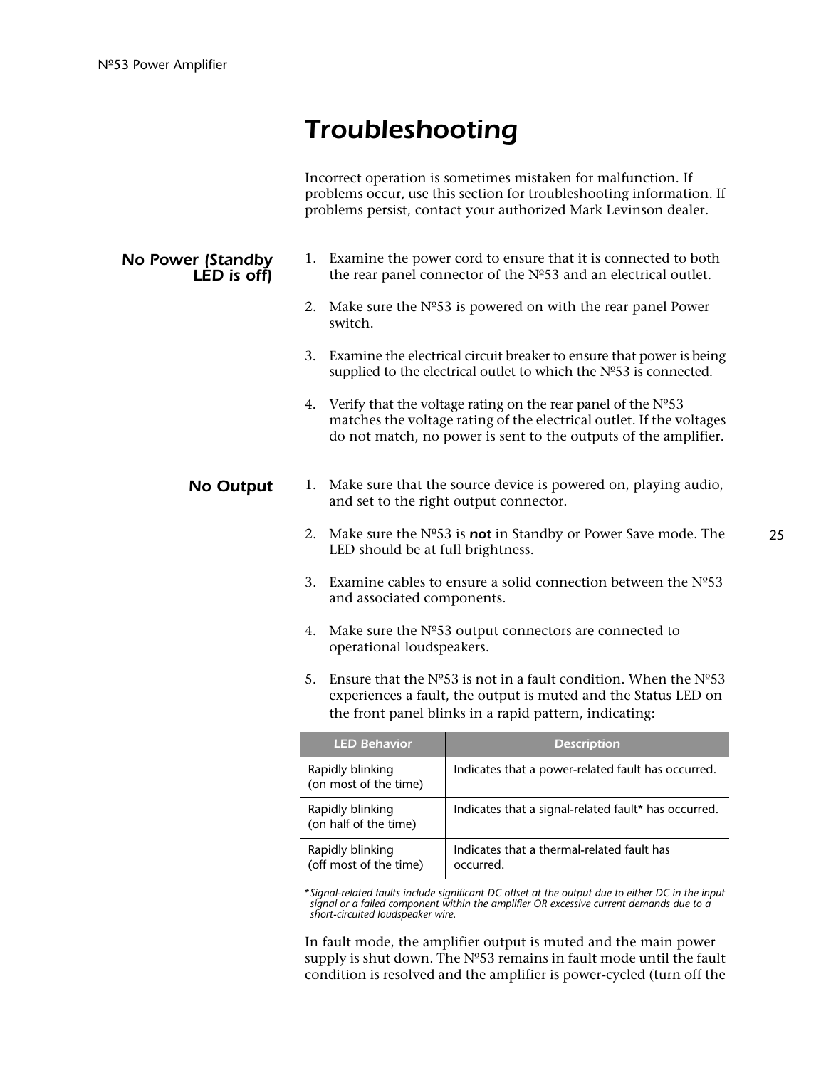# Troubleshooting

Incorrect operation is sometimes mistaken for malfunction. If problems occur, use this section for troubleshooting information. If problems persist, contact your authorized Mark Levinson dealer.

### No Power (Standby LED is off)

1. Examine the power cord to ensure that it is connected to both the rear panel connector of the Nº53 and an electrical outlet.
2. Make sure the Nº53 is powered on with the rear panel Power switch.
3. Examine the electrical circuit breaker to ensure that power is being supplied to the electrical outlet to which the Nº53 is connected.
4. Verify that the voltage rating on the rear panel of the Nº53 matches the voltage rating of the electrical outlet. If the voltages do not match, no power is sent to the outputs of the amplifier.

### No Output

1. Make sure that the source device is powered on, playing audio, and set to the right output connector.
2. Make sure the Nº53 is ***not*** in Standby or Power Save mode. The LED should be at full brightness.
3. Examine cables to ensure a solid connection between the Nº53 and associated components.
4. Make sure the Nº53 output connectors are connected to operational loudspeakers.
5. Ensure that the Nº53 is not in a fault condition. When the Nº53 experiences a fault, the output is muted and the Status LED on the front panel blinks in a rapid pattern, indicating:

| LED Behavior | Description |
|---|---|
| Rapidly blinking (on most of the time) | Indicates that a power-related fault has occurred. |
| Rapidly blinking (on half of the time) | Indicates that a signal-related fault* has occurred. |
| Rapidly blinking (off most of the time) | Indicates that a thermal-related fault has occurred. |

**\****Signal-related faults include significant DC offset at the output due to either DC in the input signal or a failed component within the amplifier OR excessive current demands due to a short-circuited loudspeaker wire.*

In fault mode, the amplifier output is muted and the main power supply is shut down. The Nº53 remains in fault mode until the fault condition is resolved and the amplifier is power-cycled (turn off the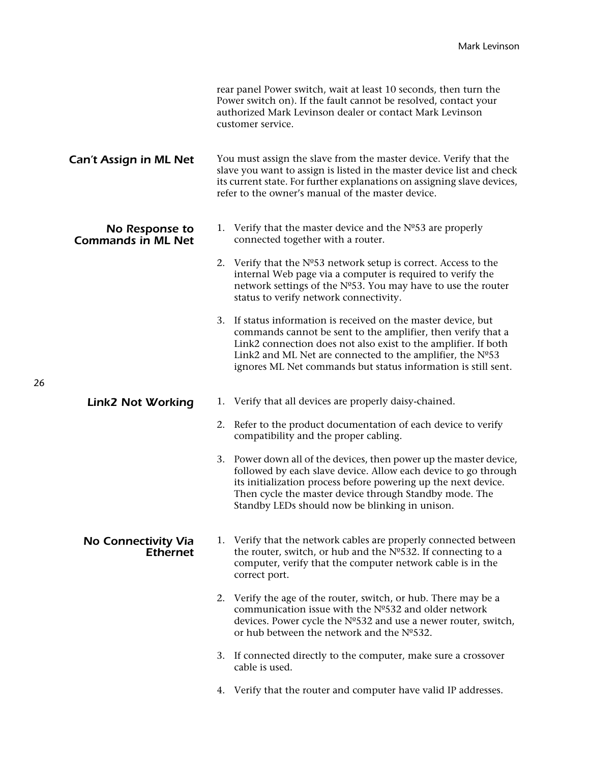rear panel Power switch, wait at least 10 seconds, then turn the Power switch on). If the fault cannot be resolved, contact your authorized Mark Levinson dealer or contact Mark Levinson customer service.

### *Can't Assign in ML Net*

You must assign the slave from the master device. Verify that the slave you want to assign is listed in the master device list and check its current state. For further explanations on assigning slave devices, refer to the owner's manual of the master device.

### *No Response to Commands in ML Net*

1. Verify that the master device and the Nº53 are properly connected together with a router.

2. Verify that the Nº53 network setup is correct. Access to the internal Web page via a computer is required to verify the network settings of the Nº53. You may have to use the router status to verify network connectivity.

3. If status information is received on the master device, but commands cannot be sent to the amplifier, then verify that a Link2 connection does not also exist to the amplifier. If both Link2 and ML Net are connected to the amplifier, the Nº53 ignores ML Net commands but status information is still sent.

### *Link2 Not Working*

1. Verify that all devices are properly daisy-chained.

2. Refer to the product documentation of each device to verify compatibility and the proper cabling.

3. Power down all of the devices, then power up the master device, followed by each slave device. Allow each device to go through its initialization process before powering up the next device. Then cycle the master device through Standby mode. The Standby LEDs should now be blinking in unison.

### *No Connectivity Via Ethernet*

1. Verify that the network cables are properly connected between the router, switch, or hub and the Nº532. If connecting to a computer, verify that the computer network cable is in the correct port.

2. Verify the age of the router, switch, or hub. There may be a communication issue with the Nº532 and older network devices. Power cycle the Nº532 and use a newer router, switch, or hub between the network and the Nº532.

3. If connected directly to the computer, make sure a crossover cable is used.

4. Verify that the router and computer have valid IP addresses.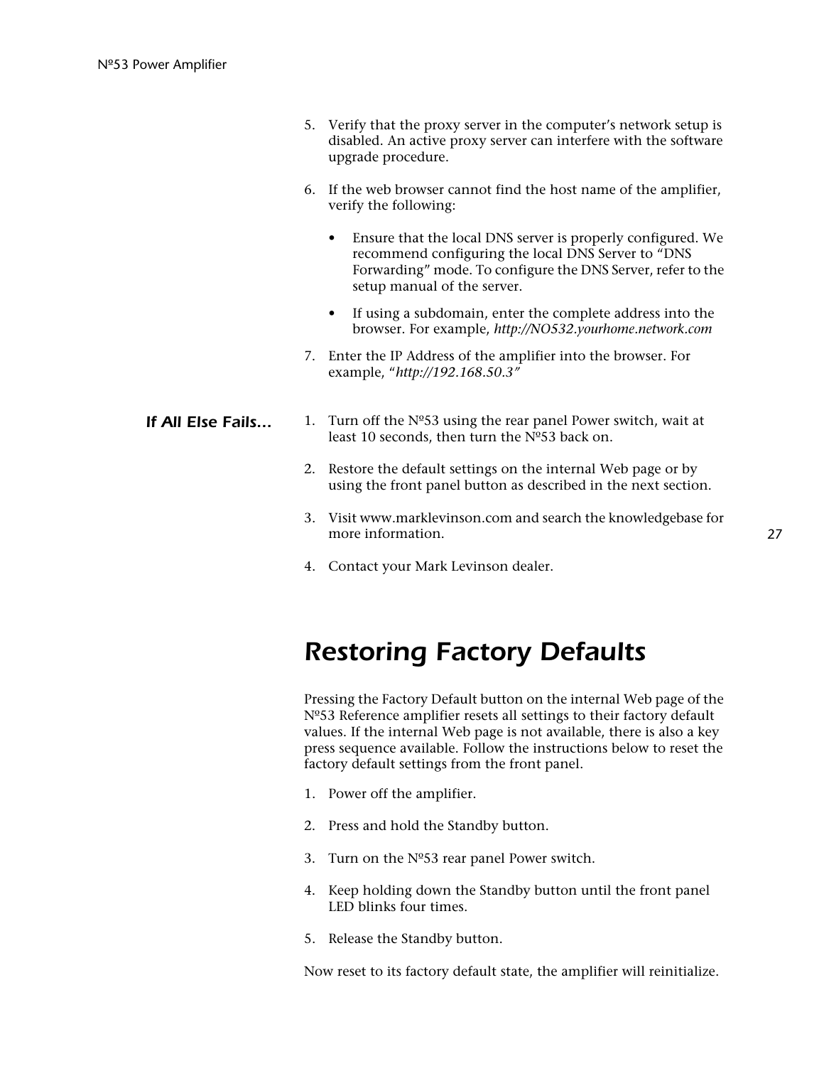5. Verify that the proxy server in the computer's network setup is disabled. An active proxy server can interfere with the software upgrade procedure.

6. If the web browser cannot find the host name of the amplifier, verify the following:

   - Ensure that the local DNS server is properly configured. We recommend configuring the local DNS Server to "DNS Forwarding" mode. To configure the DNS Server, refer to the setup manual of the server.
   - If using a subdomain, enter the complete address into the browser. For example, *http://NO532.yourhome.network.com*

7. Enter the IP Address of the amplifier into the browser. For example, "*http://192.168.50.3"*

### *If All Else Fails...*

1. Turn off the Nº53 using the rear panel Power switch, wait at least 10 seconds, then turn the Nº53 back on.

2. Restore the default settings on the internal Web page or by using the front panel button as described in the next section.

3. Visit www.marklevinson.com and search the knowledgebase for more information.

4. Contact your Mark Levinson dealer.

## *Restoring Factory Defaults*

Pressing the Factory Default button on the internal Web page of the Nº53 Reference amplifier resets all settings to their factory default values. If the internal Web page is not available, there is also a key press sequence available. Follow the instructions below to reset the factory default settings from the front panel.

1. Power off the amplifier.

2. Press and hold the Standby button.

3. Turn on the Nº53 rear panel Power switch.

4. Keep holding down the Standby button until the front panel LED blinks four times.

5. Release the Standby button.

Now reset to its factory default state, the amplifier will reinitialize.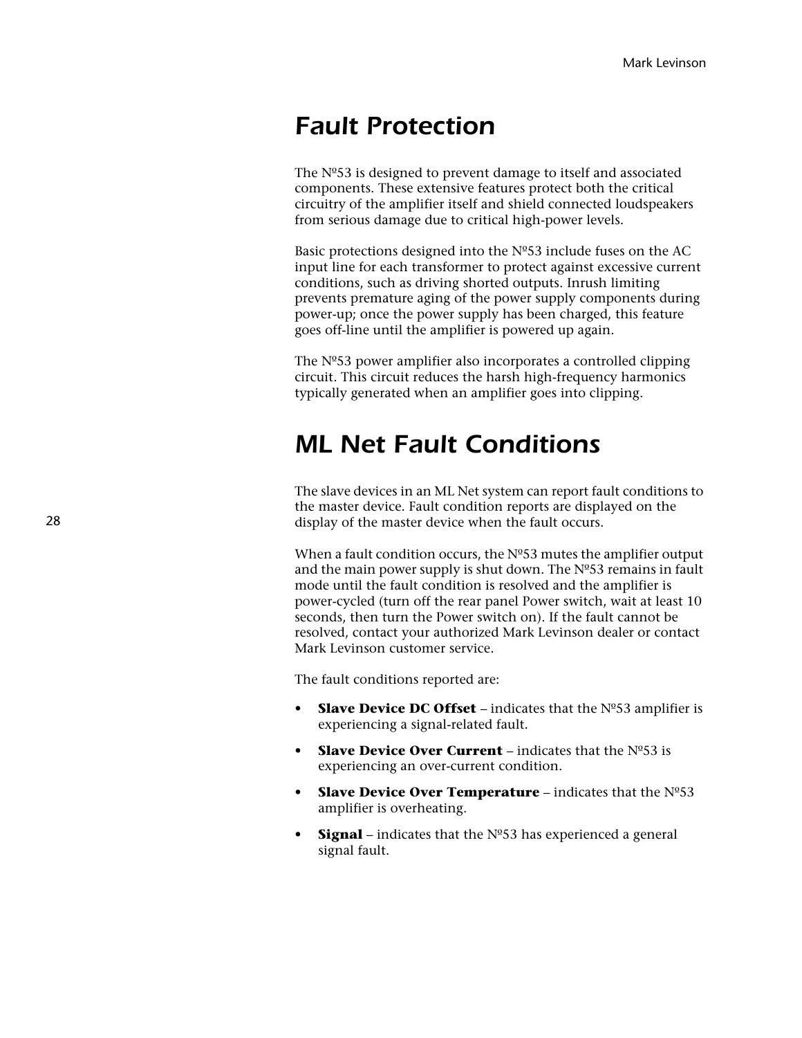## *Fault Protection*

The Nº53 is designed to prevent damage to itself and associated components. These extensive features protect both the critical circuitry of the amplifier itself and shield connected loudspeakers from serious damage due to critical high-power levels.

Basic protections designed into the Nº53 include fuses on the AC input line for each transformer to protect against excessive current conditions, such as driving shorted outputs. Inrush limiting prevents premature aging of the power supply components during power-up; once the power supply has been charged, this feature goes off-line until the amplifier is powered up again.

The Nº53 power amplifier also incorporates a controlled clipping circuit. This circuit reduces the harsh high-frequency harmonics typically generated when an amplifier goes into clipping.

## *ML Net Fault Conditions*

The slave devices in an ML Net system can report fault conditions to the master device. Fault condition reports are displayed on the display of the master device when the fault occurs.

When a fault condition occurs, the Nº53 mutes the amplifier output and the main power supply is shut down. The Nº53 remains in fault mode until the fault condition is resolved and the amplifier is power-cycled (turn off the rear panel Power switch, wait at least 10 seconds, then turn the Power switch on). If the fault cannot be resolved, contact your authorized Mark Levinson dealer or contact Mark Levinson customer service.

The fault conditions reported are:

- **Slave Device DC Offset** – indicates that the Nº53 amplifier is experiencing a signal-related fault.
- **Slave Device Over Current** – indicates that the Nº53 is experiencing an over-current condition.
- **Slave Device Over Temperature** – indicates that the Nº53 amplifier is overheating.
- **Signal** – indicates that the Nº53 has experienced a general signal fault.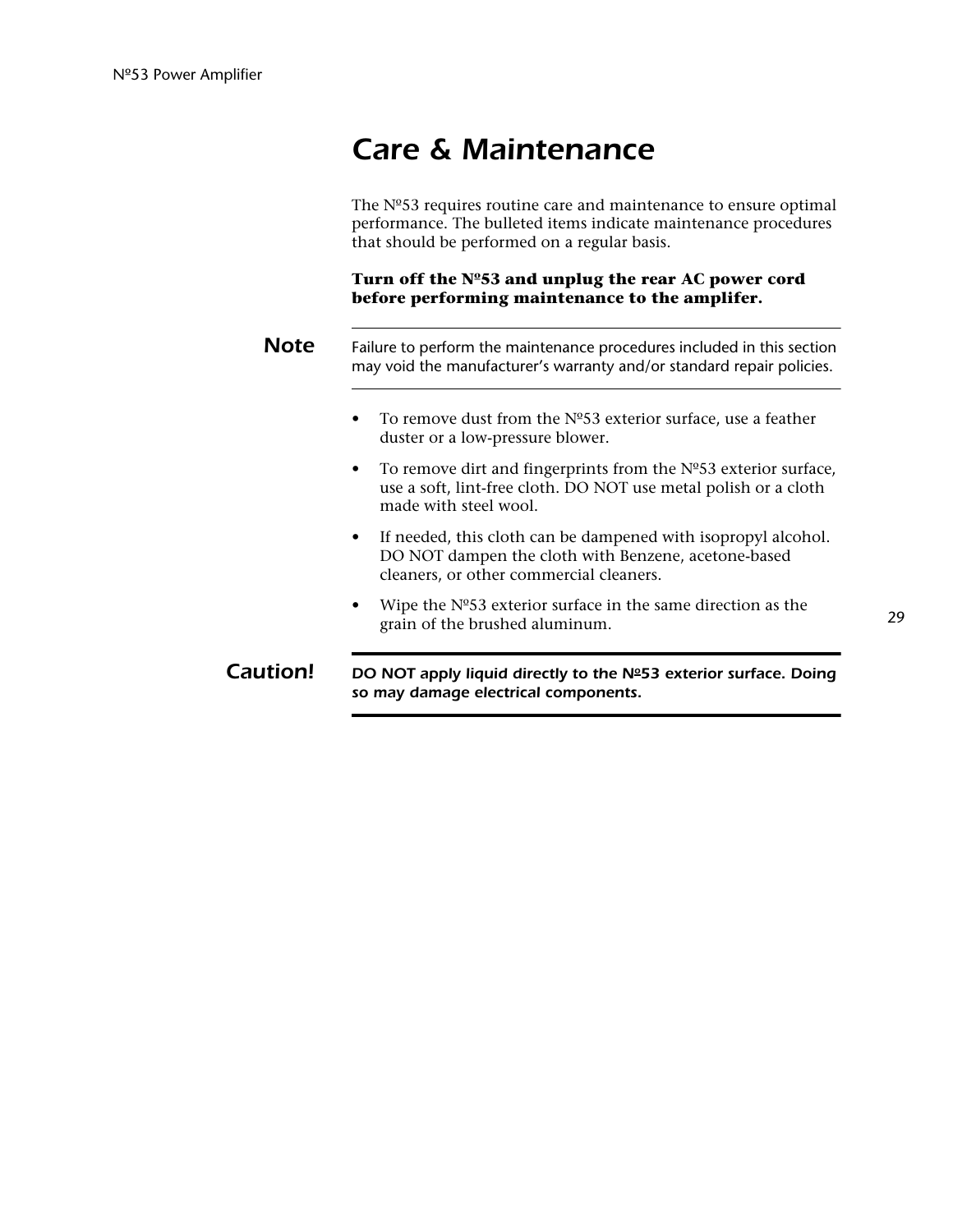# Care & Maintenance

The Nº53 requires routine care and maintenance to ensure optimal performance. The bulleted items indicate maintenance procedures that should be performed on a regular basis.

**Turn off the Nº53 and unplug the rear AC power cord before performing maintenance to the amplifer.**

---

**Note** Failure to perform the maintenance procedures included in this section may void the manufacturer's warranty and/or standard repair policies.

---

- To remove dust from the Nº53 exterior surface, use a feather duster or a low-pressure blower.
- To remove dirt and fingerprints from the Nº53 exterior surface, use a soft, lint-free cloth. DO NOT use metal polish or a cloth made with steel wool.
- If needed, this cloth can be dampened with isopropyl alcohol. DO NOT dampen the cloth with Benzene, acetone-based cleaners, or other commercial cleaners.
- Wipe the Nº53 exterior surface in the same direction as the grain of the brushed aluminum.

---

**Caution!** ***DO NOT apply liquid directly to the Nº53 exterior surface. Doing so may damage electrical components.***

---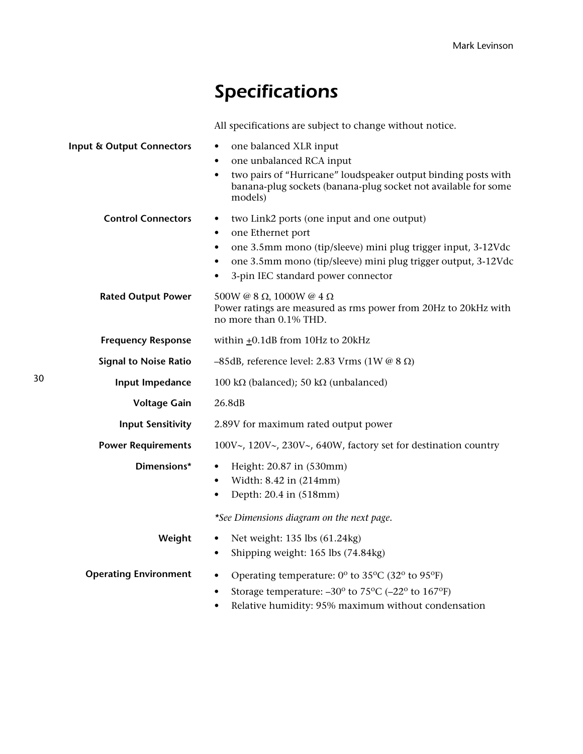# Specifications

All specifications are subject to change without notice.

**Input & Output Connectors**

- one balanced XLR input
- one unbalanced RCA input
- two pairs of “Hurricane” loudspeaker output binding posts with banana-plug sockets (banana-plug socket not available for some models)

**Control Connectors**

- two Link2 ports (one input and one output)
- one Ethernet port
- one 3.5mm mono (tip/sleeve) mini plug trigger input, 3-12Vdc
- one 3.5mm mono (tip/sleeve) mini plug trigger output, 3-12Vdc
- 3-pin IEC standard power connector

**Rated Output Power**

500W @ 8 Ω, 1000W @ 4 Ω
Power ratings are measured as rms power from 20Hz to 20kHz with no more than 0.1% THD.

**Frequency Response**

within ±0.1dB from 10Hz to 20kHz

**Signal to Noise Ratio**

–85dB, reference level: 2.83 Vrms (1W @ 8 Ω)

**Input Impedance**

100 kΩ (balanced); 50 kΩ (unbalanced)

**Voltage Gain**

26.8dB

**Input Sensitivity**

2.89V for maximum rated output power

**Power Requirements**

100V~, 120V~, 230V~, 640W, factory set for destination country

**Dimensions***

- Height: 20.87 in (530mm)
- Width: 8.42 in (214mm)
- Depth: 20.4 in (518mm)

*\*See Dimensions diagram on the next page.*

**Weight**

- Net weight: 135 lbs (61.24kg)
- Shipping weight: 165 lbs (74.84kg)

**Operating Environment**

- Operating temperature: 0° to 35°C (32° to 95°F)
- Storage temperature: –30° to 75°C (–22° to 167°F)
- Relative humidity: 95% maximum without condensation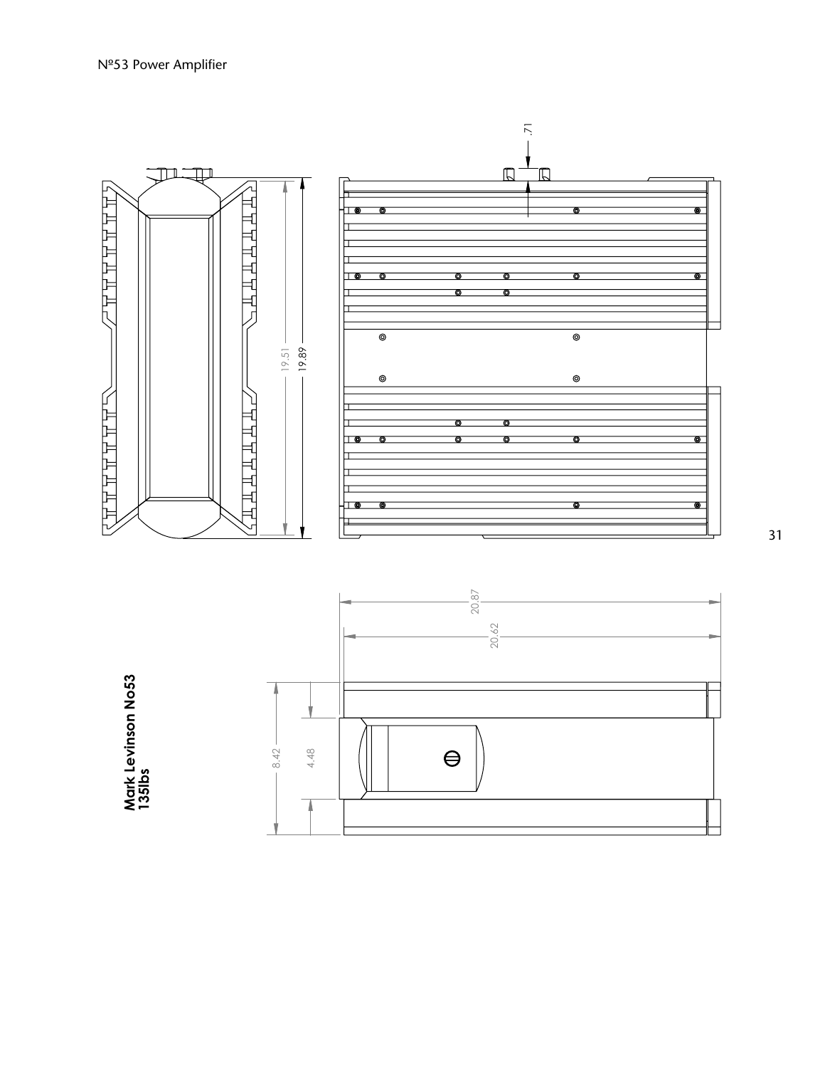Mark Levinson No53
135lbs

.71

19.51

19.89

20.87

20.62

8.42

4.48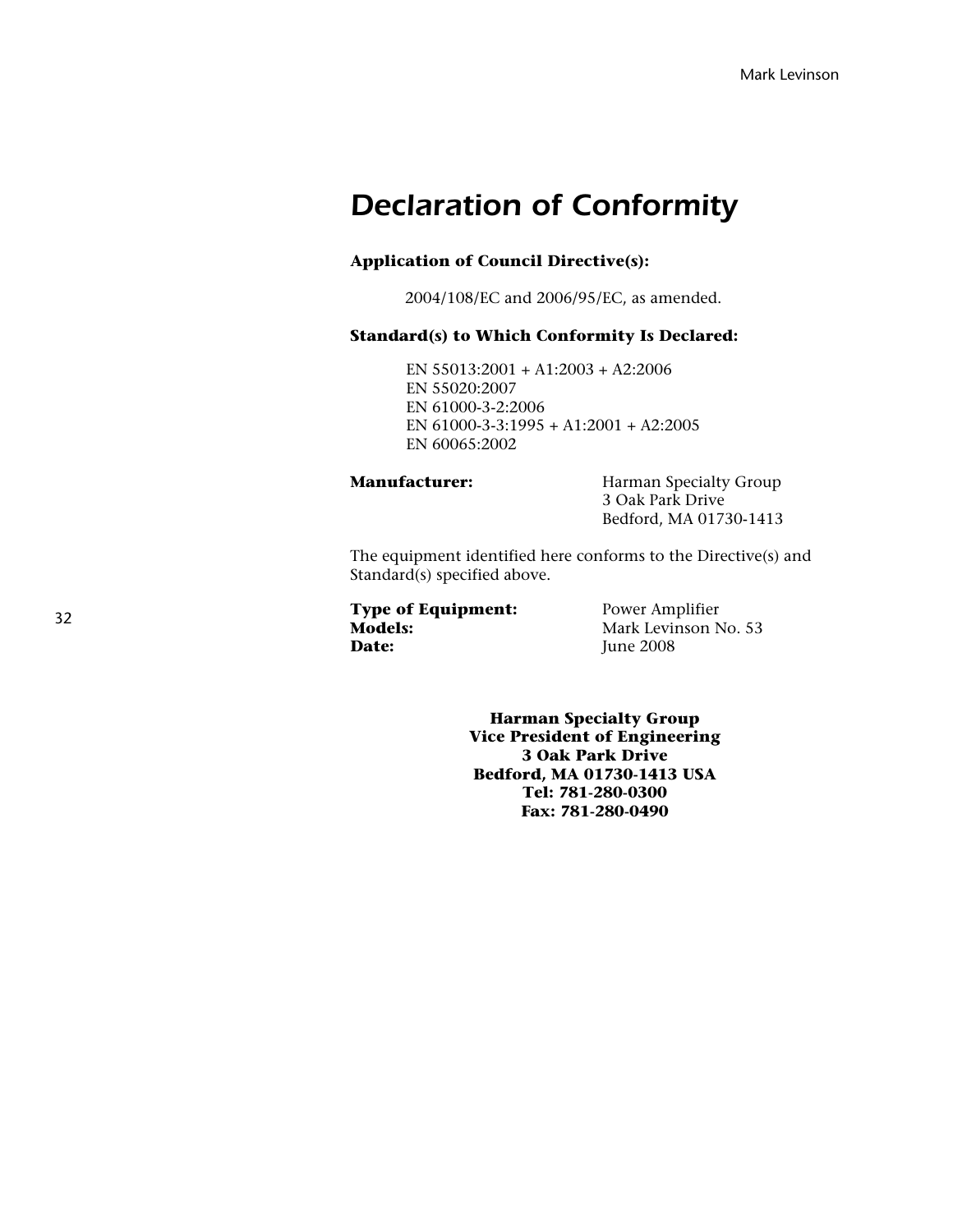# *Declaration of Conformity*

**Application of Council Directive(s):**

2004/108/EC and 2006/95/EC, as amended.

**Standard(s) to Which Conformity Is Declared:**

EN 55013:2001 + A1:2003 + A2:2006
EN 55020:2007
EN 61000-3-2:2006
EN 61000-3-3:1995 + A1:2001 + A2:2005
EN 60065:2002

**Manufacturer:** Harman Specialty Group
3 Oak Park Drive
Bedford, MA 01730-1413

The equipment identified here conforms to the Directive(s) and Standard(s) specified above.

**Type of Equipment:** Power Amplifier
**Models:** Mark Levinson No. 53
**Date:** June 2008

**Harman Specialty Group**
**Vice President of Engineering**
**3 Oak Park Drive**
**Bedford, MA 01730-1413 USA**
**Tel: 781-280-0300**
**Fax: 781-280-0490**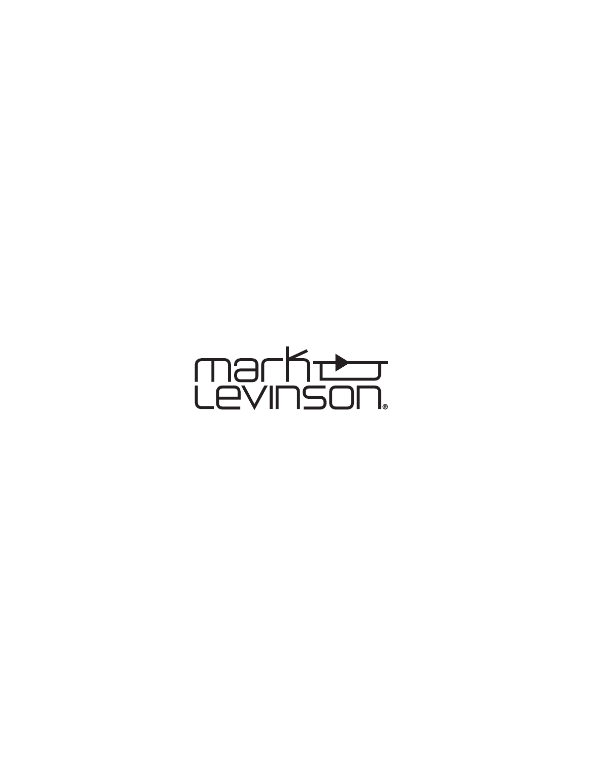mark levinson®